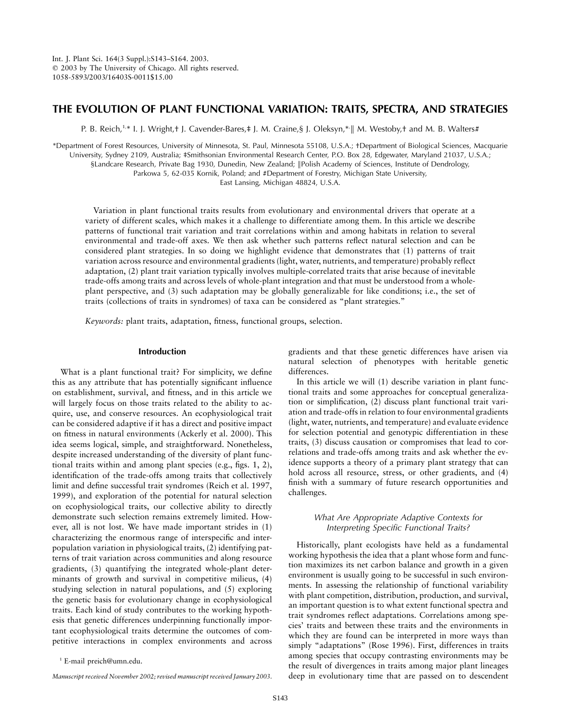Int. J. Plant Sci. 164(3 Suppl.):S143–S164. 2003.
© 2003 by The University of Chicago. All rights reserved.
1058-5893/2003/16403S-0011$15.00

# THE EVOLUTION OF PLANT FUNCTIONAL VARIATION: TRAITS, SPECTRA, AND STRATEGIES

P. B. Reich,[1,]* I. J. Wright,† J. Cavender-Bares,‡ J. M. Craine,§ J. Oleksyn,*,‖ M. Westoby,† and M. B. Walters#

*Department of Forest Resources, University of Minnesota, St. Paul, Minnesota 55108, U.S.A.; †Department of Biological Sciences, Macquarie University, Sydney 2109, Australia; ‡Smithsonian Environmental Research Center, P.O. Box 28, Edgewater, Maryland 21037, U.S.A.; §Landcare Research, Private Bag 1930, Dunedin, New Zealand; ‖Polish Academy of Sciences, Institute of Dendrology, Parkowa 5, 62-035 Kornik, Poland; and #Department of Forestry, Michigan State University, East Lansing, Michigan 48824, U.S.A.

Variation in plant functional traits results from evolutionary and environmental drivers that operate at a variety of different scales, which makes it a challenge to differentiate among them. In this article we describe patterns of functional trait variation and trait correlations within and among habitats in relation to several environmental and trade-off axes. We then ask whether such patterns reflect natural selection and can be considered plant strategies. In so doing we highlight evidence that demonstrates that (1) patterns of trait variation across resource and environmental gradients (light, water, nutrients, and temperature) probably reflect adaptation, (2) plant trait variation typically involves multiple-correlated traits that arise because of inevitable trade-offs among traits and across levels of whole-plant integration and that must be understood from a whole-plant perspective, and (3) such adaptation may be globally generalizable for like conditions; i.e., the set of traits (collections of traits in syndromes) of taxa can be considered as "plant strategies."

*Keywords:* plant traits, adaptation, fitness, functional groups, selection.

## Introduction

What is a plant functional trait? For simplicity, we define this as any attribute that has potentially significant influence on establishment, survival, and fitness, and in this article we will largely focus on those traits related to the ability to acquire, use, and conserve resources. An ecophysiological trait can be considered adaptive if it has a direct and positive impact on fitness in natural environments (Ackerly et al. 2000). This idea seems logical, simple, and straightforward. Nonetheless, despite increased understanding of the diversity of plant functional traits within and among plant species (e.g., figs. 1, 2), identification of the trade-offs among traits that collectively limit and define successful trait syndromes (Reich et al. 1997, 1999), and exploration of the potential for natural selection on ecophysiological traits, our collective ability to directly demonstrate such selection remains extremely limited. However, all is not lost. We have made important strides in (1) characterizing the enormous range of interspecific and interpopulation variation in physiological traits, (2) identifying patterns of trait variation across communities and along resource gradients, (3) quantifying the integrated whole-plant determinants of growth and survival in competitive milieus, (4) studying selection in natural populations, and (5) exploring the genetic basis for evolutionary change in ecophysiological traits. Each kind of study contributes to the working hypothesis that genetic differences underpinning functionally important ecophysiological traits determine the outcomes of competitive interactions in complex environments and across gradients and that these genetic differences have arisen via natural selection of phenotypes with heritable genetic differences.

In this article we will (1) describe variation in plant functional traits and some approaches for conceptual generalization or simplification, (2) discuss plant functional trait variation and trade-offs in relation to four environmental gradients (light, water, nutrients, and temperature) and evaluate evidence for selection potential and genotypic differentiation in these traits, (3) discuss causation or compromises that lead to correlations and trade-offs among traits and ask whether the evidence supports a theory of a primary plant strategy that can hold across all resource, stress, or other gradients, and (4) finish with a summary of future research opportunities and challenges.

### *What Are Appropriate Adaptive Contexts for Interpreting Specific Functional Traits?*

Historically, plant ecologists have held as a fundamental working hypothesis the idea that a plant whose form and function maximizes its net carbon balance and growth in a given environment is usually going to be successful in such environments. In assessing the relationship of functional variability with plant competition, distribution, production, and survival, an important question is to what extent functional spectra and trait syndromes reflect adaptations. Correlations among species' traits and between these traits and the environments in which they are found can be interpreted in more ways than simply "adaptations" (Rose 1996). First, differences in traits among species that occupy contrasting environments may be the result of divergences in traits among major plant lineages deep in evolutionary time that are passed on to descendent

[1] E-mail preich@umn.edu.

*Manuscript received November 2002; revised manuscript received January 2003.*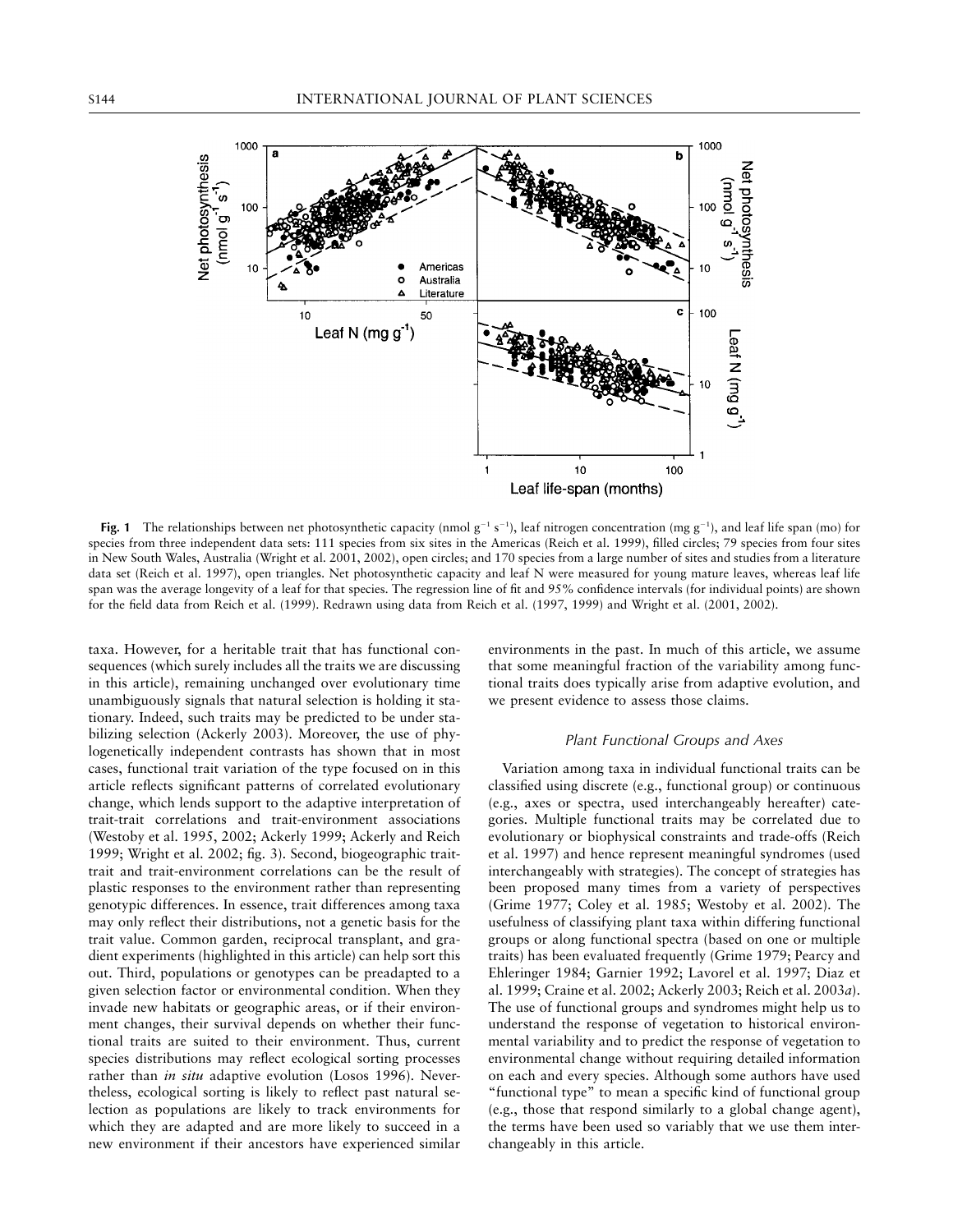1000

a

Net photosynthesis (nmol g$^{-1}$ s$^{-1}$)

100

10

● Americas
○ Australia
△ Literature

10

50

Leaf N (mg g$^{-1}$)

1000

b

Net photosynthesis (nmol g$^{-1}$ s$^{-1}$)

100

10

c

100

Leaf N (mg g$^{-1}$)

10

1

1

10

100

Leaf life-span (months)

**Fig. 1** The relationships between net photosynthetic capacity (nmol g$^{-1}$ s$^{-1}$), leaf nitrogen concentration (mg g$^{-1}$), and leaf life span (mo) for species from three independent data sets: 111 species from six sites in the Americas (Reich et al. 1999), filled circles; 79 species from four sites in New South Wales, Australia (Wright et al. 2001, 2002), open circles; and 170 species from a large number of sites and studies from a literature data set (Reich et al. 1997), open triangles. Net photosynthetic capacity and leaf N were measured for young mature leaves, whereas leaf life span was the average longevity of a leaf for that species. The regression line of fit and 95% confidence intervals (for individual points) are shown for the field data from Reich et al. (1999). Redrawn using data from Reich et al. (1997, 1999) and Wright et al. (2001, 2002).

taxa. However, for a heritable trait that has functional consequences (which surely includes all the traits we are discussing in this article), remaining unchanged over evolutionary time unambiguously signals that natural selection is holding it stationary. Indeed, such traits may be predicted to be under stabilizing selection (Ackerly 2003). Moreover, the use of phylogenetically independent contrasts has shown that in most cases, functional trait variation of the type focused on in this article reflects significant patterns of correlated evolutionary change, which lends support to the adaptive interpretation of trait-trait correlations and trait-environment associations (Westoby et al. 1995, 2002; Ackerly 1999; Ackerly and Reich 1999; Wright et al. 2002; fig. 3). Second, biogeographic trait-trait and trait-environment correlations can be the result of plastic responses to the environment rather than representing genotypic differences. In essence, trait differences among taxa may only reflect their distributions, not a genetic basis for the trait value. Common garden, reciprocal transplant, and gradient experiments (highlighted in this article) can help sort this out. Third, populations or genotypes can be preadapted to a given selection factor or environmental condition. When they invade new habitats or geographic areas, or if their environment changes, their survival depends on whether their functional traits are suited to their environment. Thus, current species distributions may reflect ecological sorting processes rather than *in situ* adaptive evolution (Losos 1996). Nevertheless, ecological sorting is likely to reflect past natural selection as populations are likely to track environments for which they are adapted and are more likely to succeed in a new environment if their ancestors have experienced similar environments in the past. In much of this article, we assume that some meaningful fraction of the variability among functional traits does typically arise from adaptive evolution, and we present evidence to assess those claims.

### *Plant Functional Groups and Axes*

Variation among taxa in individual functional traits can be classified using discrete (e.g., functional group) or continuous (e.g., axes or spectra, used interchangeably hereafter) categories. Multiple functional traits may be correlated due to evolutionary or biophysical constraints and trade-offs (Reich et al. 1997) and hence represent meaningful syndromes (used interchangeably with strategies). The concept of strategies has been proposed many times from a variety of perspectives (Grime 1977; Coley et al. 1985; Westoby et al. 2002). The usefulness of classifying plant taxa within differing functional groups or along functional spectra (based on one or multiple traits) has been evaluated frequently (Grime 1979; Pearcy and Ehleringer 1984; Garnier 1992; Lavorel et al. 1997; Diaz et al. 1999; Craine et al. 2002; Ackerly 2003; Reich et al. 2003*a*). The use of functional groups and syndromes might help us to understand the response of vegetation to historical environmental variability and to predict the response of vegetation to environmental change without requiring detailed information on each and every species. Although some authors have used "functional type" to mean a specific kind of functional group (e.g., those that respond similarly to a global change agent), the terms have been used so variably that we use them interchangeably in this article.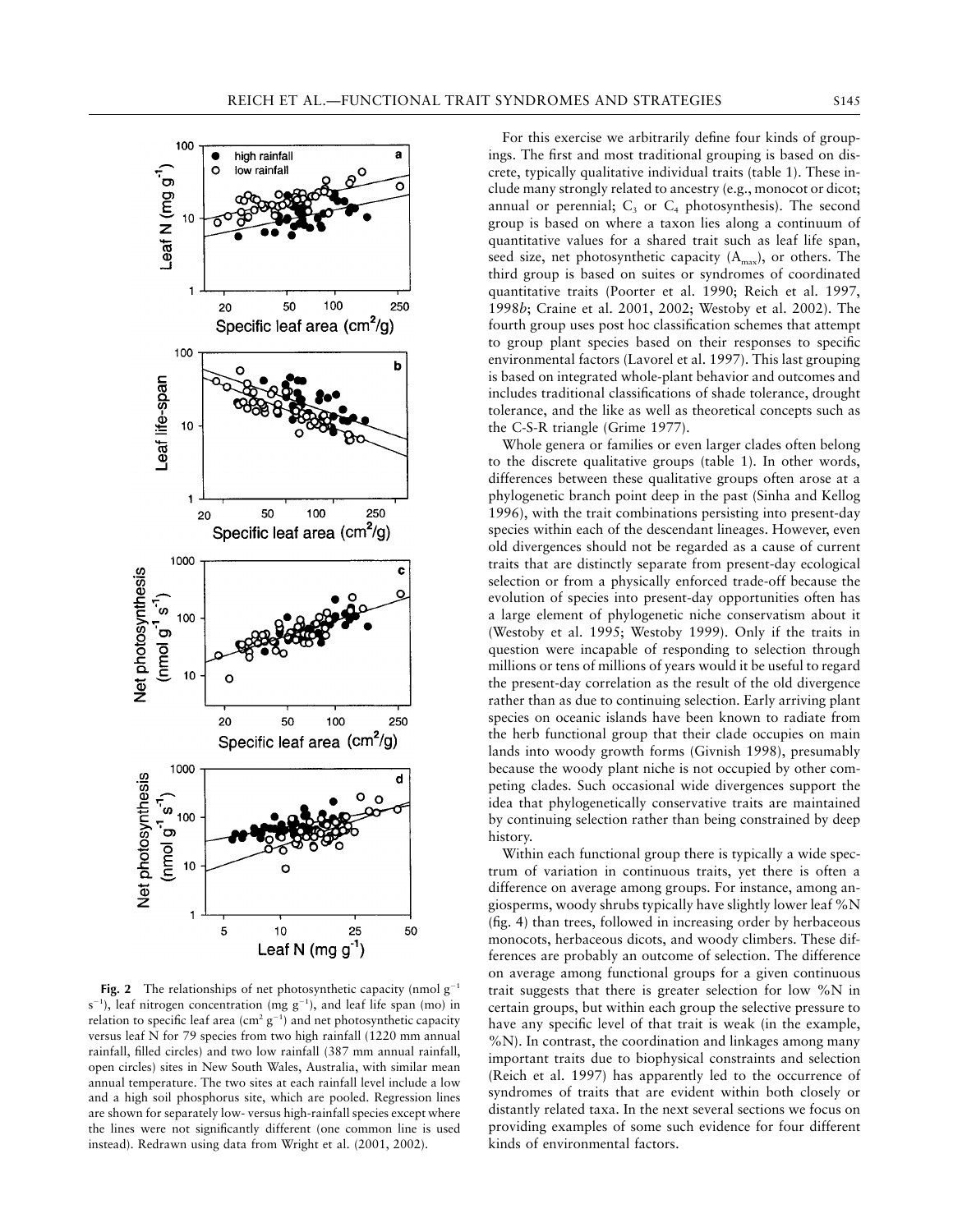high rainfall

low rainfall

a

Leaf N (mg g$^{-1}$)

100

10

1

20 50 100 250

Specific leaf area (cm$^2$/g)

b

Leaf life-span

100

10

1

20 50 100 250

Specific leaf area (cm$^2$/g)

c

Net photosynthesis (nmol g$^{-1}$ s$^{-1}$)

1000

100

10

20 50 100 250

Specific leaf area (cm$^2$/g)

d

Net photosynthesis (nmol g$^{-1}$ s$^{-1}$)

1000

100

10

1

5 10 25 50

Leaf N (mg g$^{-1}$)

**Fig. 2** The relationships of net photosynthetic capacity (nmol g$^{-1}$ s$^{-1}$), leaf nitrogen concentration (mg g$^{-1}$), and leaf life span (mo) in relation to specific leaf area (cm$^2$ g$^{-1}$) and net photosynthetic capacity versus leaf N for 79 species from two high rainfall (1220 mm annual rainfall, filled circles) and two low rainfall (387 mm annual rainfall, open circles) sites in New South Wales, Australia, with similar mean annual temperature. The two sites at each rainfall level include a low and a high soil phosphorus site, which are pooled. Regression lines are shown for separately low- versus high-rainfall species except where the lines were not significantly different (one common line is used instead). Redrawn using data from Wright et al. (2001, 2002).

For this exercise we arbitrarily define four kinds of groupings. The first and most traditional grouping is based on discrete, typically qualitative individual traits (table 1). These include many strongly related to ancestry (e.g., monocot or dicot; annual or perennial; $C_3$ or $C_4$ photosynthesis). The second group is based on where a taxon lies along a continuum of quantitative values for a shared trait such as leaf life span, seed size, net photosynthetic capacity ($A_{max}$), or others. The third group is based on suites or syndromes of coordinated quantitative traits (Poorter et al. 1990; Reich et al. 1997, 1998*b*; Craine et al. 2001, 2002; Westoby et al. 2002). The fourth group uses post hoc classification schemes that attempt to group plant species based on their responses to specific environmental factors (Lavorel et al. 1997). This last grouping is based on integrated whole-plant behavior and outcomes and includes traditional classifications of shade tolerance, drought tolerance, and the like as well as theoretical concepts such as the C-S-R triangle (Grime 1977).

Whole genera or families or even larger clades often belong to the discrete qualitative groups (table 1). In other words, differences between these qualitative groups often arose at a phylogenetic branch point deep in the past (Sinha and Kellog 1996), with the trait combinations persisting into present-day species within each of the descendant lineages. However, even old divergences should not be regarded as a cause of current traits that are distinctly separate from present-day ecological selection or from a physically enforced trade-off because the evolution of species into present-day opportunities often has a large element of phylogenetic niche conservatism about it (Westoby et al. 1995; Westoby 1999). Only if the traits in question were incapable of responding to selection through millions or tens of millions of years would it be useful to regard the present-day correlation as the result of the old divergence rather than as due to continuing selection. Early arriving plant species on oceanic islands have been known to radiate from the herb functional group that their clade occupies on main lands into woody growth forms (Givnish 1998), presumably because the woody plant niche is not occupied by other competing clades. Such occasional wide divergences support the idea that phylogenetically conservative traits are maintained by continuing selection rather than being constrained by deep history.

Within each functional group there is typically a wide spectrum of variation in continuous traits, yet there is often a difference on average among groups. For instance, among angiosperms, woody shrubs typically have slightly lower leaf %N (fig. 4) than trees, followed in increasing order by herbaceous monocots, herbaceous dicots, and woody climbers. These differences are probably an outcome of selection. The difference on average among functional groups for a given continuous trait suggests that there is greater selection for low %N in certain groups, but within each group the selective pressure to have any specific level of that trait is weak (in the example, %N). In contrast, the coordination and linkages among many important traits due to biophysical constraints and selection (Reich et al. 1997) has apparently led to the occurrence of syndromes of traits that are evident within both closely or distantly related taxa. In the next several sections we focus on providing examples of some such evidence for four different kinds of environmental factors.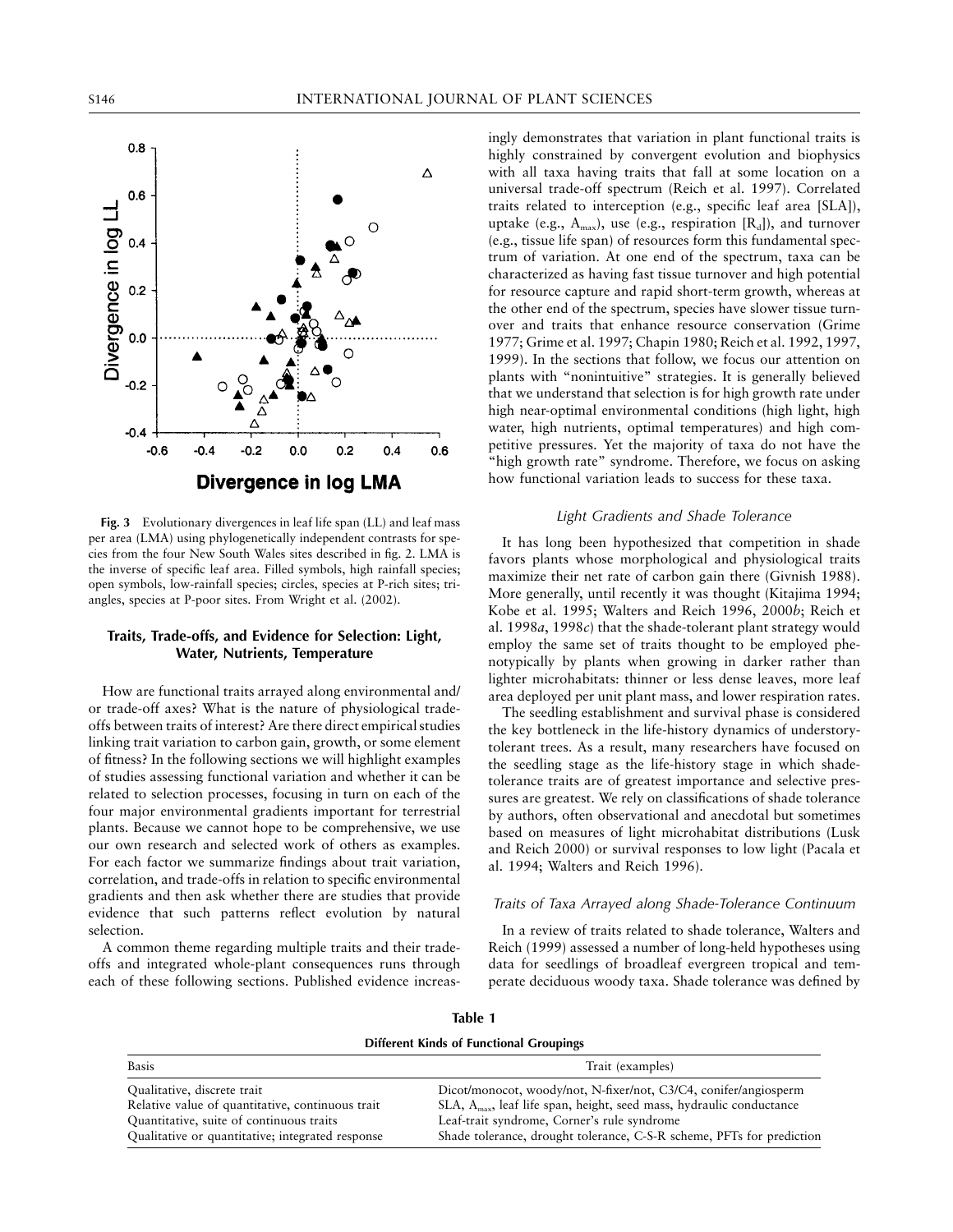**Fig. 3** Evolutionary divergences in leaf life span (LL) and leaf mass per area (LMA) using phylogenetically independent contrasts for species from the four New South Wales sites described in fig. 2. LMA is the inverse of specific leaf area. Filled symbols, high rainfall species; open symbols, low-rainfall species; circles, species at P-rich sites; triangles, species at P-poor sites. From Wright et al. (2002).

## Traits, Trade-offs, and Evidence for Selection: Light, Water, Nutrients, Temperature

How are functional traits arrayed along environmental and/or trade-off axes? What is the nature of physiological trade-offs between traits of interest? Are there direct empirical studies linking trait variation to carbon gain, growth, or some element of fitness? In the following sections we will highlight examples of studies assessing functional variation and whether it can be related to selection processes, focusing in turn on each of the four major environmental gradients important for terrestrial plants. Because we cannot hope to be comprehensive, we use our own research and selected work of others as examples. For each factor we summarize findings about trait variation, correlation, and trade-offs in relation to specific environmental gradients and then ask whether there are studies that provide evidence that such patterns reflect evolution by natural selection.

A common theme regarding multiple traits and their trade-offs and integrated whole-plant consequences runs through each of these following sections. Published evidence increasingly demonstrates that variation in plant functional traits is highly constrained by convergent evolution and biophysics with all taxa having traits that fall at some location on a universal trade-off spectrum (Reich et al. 1997). Correlated traits related to interception (e.g., specific leaf area [SLA]), uptake (e.g., $A_{max}$), use (e.g., respiration [$R_d$]), and turnover (e.g., tissue life span) of resources form this fundamental spectrum of variation. At one end of the spectrum, taxa can be characterized as having fast tissue turnover and high potential for resource capture and rapid short-term growth, whereas at the other end of the spectrum, species have slower tissue turnover and traits that enhance resource conservation (Grime 1977; Grime et al. 1997; Chapin 1980; Reich et al. 1992, 1997, 1999). In the sections that follow, we focus our attention on plants with "nonintuitive" strategies. It is generally believed that we understand that selection is for high growth rate under high near-optimal environmental conditions (high light, high water, high nutrients, optimal temperatures) and high competitive pressures. Yet the majority of taxa do not have the "high growth rate" syndrome. Therefore, we focus on asking how functional variation leads to success for these taxa.

### *Light Gradients and Shade Tolerance*

It has long been hypothesized that competition in shade favors plants whose morphological and physiological traits maximize their net rate of carbon gain there (Givnish 1988). More generally, until recently it was thought (Kitajima 1994; Kobe et al. 1995; Walters and Reich 1996, 2000*b*; Reich et al. 1998*a*, 1998*c*) that the shade-tolerant plant strategy would employ the same set of traits thought to be employed phenotypically by plants when growing in darker rather than lighter microhabitats: thinner or less dense leaves, more leaf area deployed per unit plant mass, and lower respiration rates.

The seedling establishment and survival phase is considered the key bottleneck in the life-history dynamics of understory-tolerant trees. As a result, many researchers have focused on the seedling stage as the life-history stage in which shade-tolerance traits are of greatest importance and selective pressures are greatest. We rely on classifications of shade tolerance by authors, often observational and anecdotal but sometimes based on measures of light microhabitat distributions (Lusk and Reich 2000) or survival responses to low light (Pacala et al. 1994; Walters and Reich 1996).

### *Traits of Taxa Arrayed along Shade-Tolerance Continuum*

In a review of traits related to shade tolerance, Walters and Reich (1999) assessed a number of long-held hypotheses using data for seedlings of broadleaf evergreen tropical and temperate deciduous woody taxa. Shade tolerance was defined by

**Table 1**

**Different Kinds of Functional Groupings**

| Basis | Trait (examples) |
| --- | --- |
| Qualitative, discrete trait | Dicot/monocot, woody/not, N-fixer/not, C3/C4, conifer/angiosperm |
| Relative value of quantitative, continuous trait | SLA, $A_{max}$, leaf life span, height, seed mass, hydraulic conductance |
| Quantitative, suite of continuous traits | Leaf-trait syndrome, Corner's rule syndrome |
| Qualitative or quantitative; integrated response | Shade tolerance, drought tolerance, C-S-R scheme, PFTs for prediction |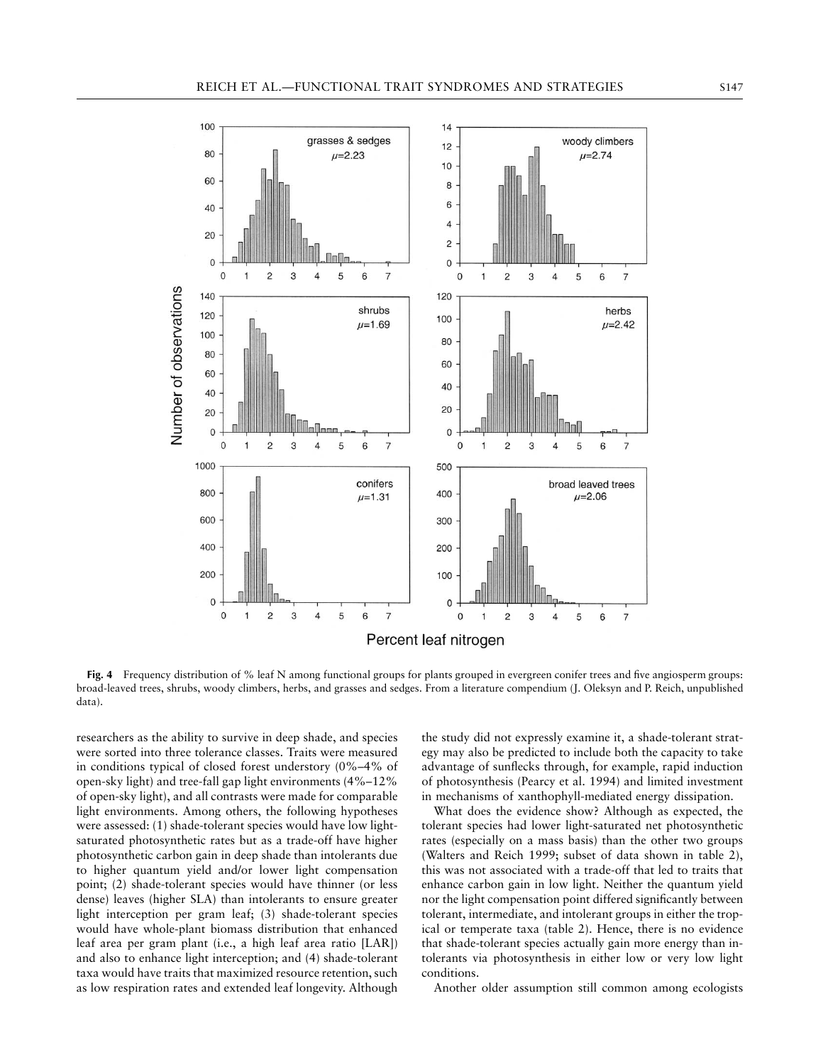**Fig. 4** Frequency distribution of % leaf N among functional groups for plants grouped in evergreen conifer trees and five angiosperm groups: broad-leaved trees, shrubs, woody climbers, herbs, and grasses and sedges. From a literature compendium (J. Oleksyn and P. Reich, unpublished data).

researchers as the ability to survive in deep shade, and species were sorted into three tolerance classes. Traits were measured in conditions typical of closed forest understory (0%–4% of open-sky light) and tree-fall gap light environments (4%–12% of open-sky light), and all contrasts were made for comparable light environments. Among others, the following hypotheses were assessed: (1) shade-tolerant species would have low light-saturated photosynthetic rates but as a trade-off have higher photosynthetic carbon gain in deep shade than intolerants due to higher quantum yield and/or lower light compensation point; (2) shade-tolerant species would have thinner (or less dense) leaves (higher SLA) than intolerants to ensure greater light interception per gram leaf; (3) shade-tolerant species would have whole-plant biomass distribution that enhanced leaf area per gram plant (i.e., a high leaf area ratio [LAR]) and also to enhance light interception; and (4) shade-tolerant taxa would have traits that maximized resource retention, such as low respiration rates and extended leaf longevity. Although the study did not expressly examine it, a shade-tolerant strategy may also be predicted to include both the capacity to take advantage of sunflecks through, for example, rapid induction of photosynthesis (Pearcy et al. 1994) and limited investment in mechanisms of xanthophyll-mediated energy dissipation.

What does the evidence show? Although as expected, the tolerant species had lower light-saturated net photosynthetic rates (especially on a mass basis) than the other two groups (Walters and Reich 1999; subset of data shown in table 2), this was not associated with a trade-off that led to traits that enhance carbon gain in low light. Neither the quantum yield nor the light compensation point differed significantly between tolerant, intermediate, and intolerant groups in either the tropical or temperate taxa (table 2). Hence, there is no evidence that shade-tolerant species actually gain more energy than intolerants via photosynthesis in either low or very low light conditions.

Another older assumption still common among ecologists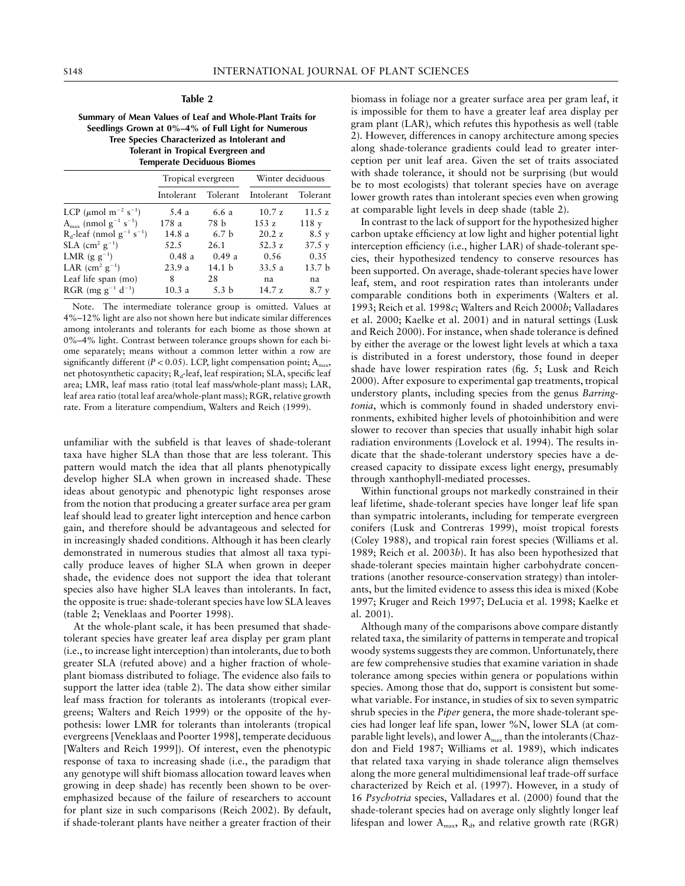**Table 2**

**Summary of Mean Values of Leaf and Whole-Plant Traits for Seedlings Grown at 0%–4% of Full Light for Numerous Tree Species Characterized as Intolerant and Tolerant in Tropical Evergreen and Temperate Deciduous Biomes**

| | Tropical evergreen | | Winter deciduous | |
|---|---|---|---|---|
| | Intolerant | Tolerant | Intolerant | Tolerant |
| LCP ($\mu$mol m$^{-2}$ s$^{-1}$) | 5.4 a | 6.6 a | 10.7 z | 11.5 z |
| $A_{max}$ (nmol g$^{-1}$ s$^{-1}$) | 178 a | 78 b | 153 z | 118 y |
| $R_d$-leaf (nmol g$^{-1}$ s$^{-1}$) | 14.8 a | 6.7 b | 20.2 z | 8.5 y |
| SLA (cm$^2$ g$^{-1}$) | 52.5 | 26.1 | 52.3 z | 37.5 y |
| LMR (g g$^{-1}$) | 0.48 a | 0.49 a | 0.56 | 0.35 |
| LAR (cm$^2$ g$^{-1}$) | 23.9 a | 14.1 b | 33.5 a | 13.7 b |
| Leaf life span (mo) | 8 | 28 | na | na |
| RGR (mg g$^{-1}$ d$^{-1}$) | 10.3 a | 5.3 b | 14.7 z | 8.7 y |

Note. The intermediate tolerance group is omitted. Values at 4%–12% light are also not shown here but indicate similar differences among intolerants and tolerants for each biome as those shown at 0%–4% light. Contrast between tolerance groups shown for each biome separately; means without a common letter within a row are significantly different ($P < 0.05$). LCP, light compensation point; $A_{max}$, net photosynthetic capacity; $R_d$-leaf, leaf respiration; SLA, specific leaf area; LMR, leaf mass ratio (total leaf mass/whole-plant mass); LAR, leaf area ratio (total leaf area/whole-plant mass); RGR, relative growth rate. From a literature compendium, Walters and Reich (1999).

unfamiliar with the subfield is that leaves of shade-tolerant taxa have higher SLA than those that are less tolerant. This pattern would match the idea that all plants phenotypically develop higher SLA when grown in increased shade. These ideas about genotypic and phenotypic light responses arose from the notion that producing a greater surface area per gram leaf should lead to greater light interception and hence carbon gain, and therefore should be advantageous and selected for in increasingly shaded conditions. Although it has been clearly demonstrated in numerous studies that almost all taxa typically produce leaves of higher SLA when grown in deeper shade, the evidence does not support the idea that tolerant species also have higher SLA leaves than intolerants. In fact, the opposite is true: shade-tolerant species have low SLA leaves (table 2; Veneklaas and Poorter 1998).

At the whole-plant scale, it has been presumed that shade-tolerant species have greater leaf area display per gram plant (i.e., to increase light interception) than intolerants, due to both greater SLA (refuted above) and a higher fraction of whole-plant biomass distributed to foliage. The evidence also fails to support the latter idea (table 2). The data show either similar leaf mass fraction for tolerants as intolerants (tropical evergreens; Walters and Reich 1999) or the opposite of the hypothesis: lower LMR for tolerants than intolerants (tropical evergreens [Veneklaas and Poorter 1998], temperate deciduous [Walters and Reich 1999]). Of interest, even the phenotypic response of taxa to increasing shade (i.e., the paradigm that any genotype will shift biomass allocation toward leaves when growing in deep shade) has recently been shown to be overemphasized because of the failure of researchers to account for plant size in such comparisons (Reich 2002). By default, if shade-tolerant plants have neither a greater fraction of their biomass in foliage nor a greater surface area per gram leaf, it is impossible for them to have a greater leaf area display per gram plant (LAR), which refutes this hypothesis as well (table 2). However, differences in canopy architecture among species along shade-tolerance gradients could lead to greater interception per unit leaf area. Given the set of traits associated with shade tolerance, it should not be surprising (but would be to most ecologists) that tolerant species have on average lower growth rates than intolerant species even when growing at comparable light levels in deep shade (table 2).

In contrast to the lack of support for the hypothesized higher carbon uptake efficiency at low light and higher potential light interception efficiency (i.e., higher LAR) of shade-tolerant species, their hypothesized tendency to conserve resources has been supported. On average, shade-tolerant species have lower leaf, stem, and root respiration rates than intolerants under comparable conditions both in experiments (Walters et al. 1993; Reich et al. 1998*c*; Walters and Reich 2000*b*; Valladares et al. 2000; Kaelke et al. 2001) and in natural settings (Lusk and Reich 2000). For instance, when shade tolerance is defined by either the average or the lowest light levels at which a taxa is distributed in a forest understory, those found in deeper shade have lower respiration rates (fig. 5; Lusk and Reich 2000). After exposure to experimental gap treatments, tropical understory plants, including species from the genus *Barringtonia*, which is commonly found in shaded understory environments, exhibited higher levels of photoinhibition and were slower to recover than species that usually inhabit high solar radiation environments (Lovelock et al. 1994). The results indicate that the shade-tolerant understory species have a decreased capacity to dissipate excess light energy, presumably through xanthophyll-mediated processes.

Within functional groups not markedly constrained in their leaf lifetime, shade-tolerant species have longer leaf life span than sympatric intolerants, including for temperate evergreen conifers (Lusk and Contreras 1999), moist tropical forests (Coley 1988), and tropical rain forest species (Williams et al. 1989; Reich et al. 2003*b*). It has also been hypothesized that shade-tolerant species maintain higher carbohydrate concentrations (another resource-conservation strategy) than intolerants, but the limited evidence to assess this idea is mixed (Kobe 1997; Kruger and Reich 1997; DeLucia et al. 1998; Kaelke et al. 2001).

Although many of the comparisons above compare distantly related taxa, the similarity of patterns in temperate and tropical woody systems suggests they are common. Unfortunately, there are few comprehensive studies that examine variation in shade tolerance among species within genera or populations within species. Among those that do, support is consistent but somewhat variable. For instance, in studies of six to seven sympatric shrub species in the *Piper* genera, the more shade-tolerant species had longer leaf life span, lower %N, lower SLA (at comparable light levels), and lower $A_{max}$ than the intolerants (Chazdon and Field 1987; Williams et al. 1989), which indicates that related taxa varying in shade tolerance align themselves along the more general multidimensional leaf trade-off surface characterized by Reich et al. (1997). However, in a study of 16 *Psychotria* species, Valladares et al. (2000) found that the shade-tolerant species had on average only slightly longer leaf lifespan and lower $A_{max}$, $R_d$, and relative growth rate (RGR)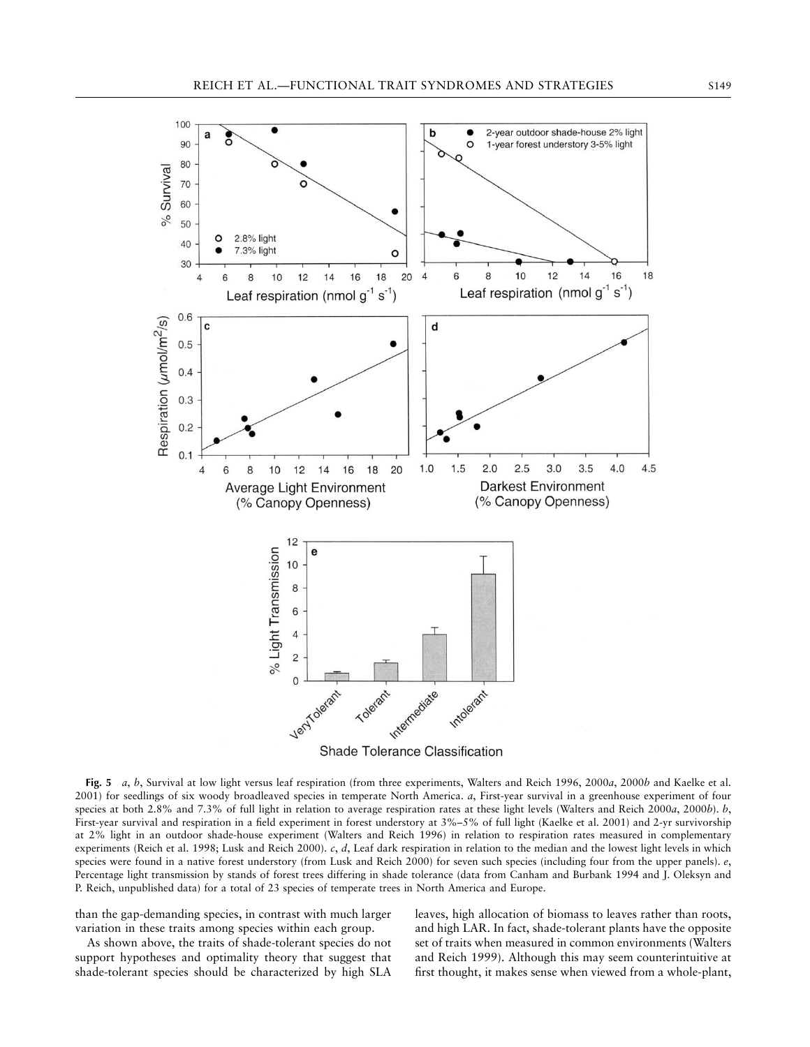**Fig. 5** *a*, *b*, Survival at low light versus leaf respiration (from three experiments, Walters and Reich 1996, 2000*a*, 2000*b* and Kaelke et al. 2001) for seedlings of six woody broadleaved species in temperate North America. *a*, First-year survival in a greenhouse experiment of four species at both 2.8% and 7.3% of full light in relation to average respiration rates at these light levels (Walters and Reich 2000*a*, 2000*b*). *b*, First-year survival and respiration in a field experiment in forest understory at 3%–5% of full light (Kaelke et al. 2001) and 2-yr survivorship at 2% light in an outdoor shade-house experiment (Walters and Reich 1996) in relation to respiration rates measured in complementary experiments (Reich et al. 1998; Lusk and Reich 2000). *c*, *d*, Leaf dark respiration in relation to the median and the lowest light levels in which species were found in a native forest understory (from Lusk and Reich 2000) for seven such species (including four from the upper panels). *e*, Percentage light transmission by stands of forest trees differing in shade tolerance (data from Canham and Burbank 1994 and J. Oleksyn and P. Reich, unpublished data) for a total of 23 species of temperate trees in North America and Europe.

than the gap-demanding species, in contrast with much larger variation in these traits among species within each group.

As shown above, the traits of shade-tolerant species do not support hypotheses and optimality theory that suggest that shade-tolerant species should be characterized by high SLA leaves, high allocation of biomass to leaves rather than roots, and high LAR. In fact, shade-tolerant plants have the opposite set of traits when measured in common environments (Walters and Reich 1999). Although this may seem counterintuitive at first thought, it makes sense when viewed from a whole-plant,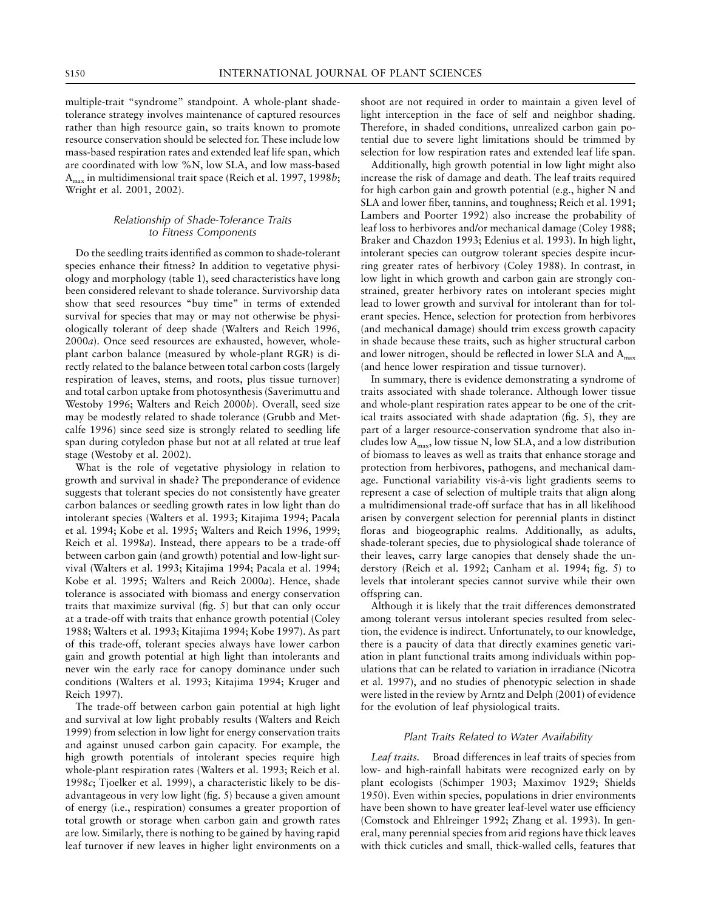multiple-trait "syndrome" standpoint. A whole-plant shade-tolerance strategy involves maintenance of captured resources rather than high resource gain, so traits known to promote resource conservation should be selected for. These include low mass-based respiration rates and extended leaf life span, which are coordinated with low %N, low SLA, and low mass-based $A_{max}$ in multidimensional trait space (Reich et al. 1997, 1998*b*; Wright et al. 2001, 2002).

### *Relationship of Shade-Tolerance Traits to Fitness Components*

Do the seedling traits identified as common to shade-tolerant species enhance their fitness? In addition to vegetative physiology and morphology (table 1), seed characteristics have long been considered relevant to shade tolerance. Survivorship data show that seed resources "buy time" in terms of extended survival for species that may or may not otherwise be physiologically tolerant of deep shade (Walters and Reich 1996, 2000*a*). Once seed resources are exhausted, however, whole-plant carbon balance (measured by whole-plant RGR) is directly related to the balance between total carbon costs (largely respiration of leaves, stems, and roots, plus tissue turnover) and total carbon uptake from photosynthesis (Saverimuttu and Westoby 1996; Walters and Reich 2000*b*). Overall, seed size may be modestly related to shade tolerance (Grubb and Metcalfe 1996) since seed size is strongly related to seedling life span during cotyledon phase but not at all related at true leaf stage (Westoby et al. 2002).

What is the role of vegetative physiology in relation to growth and survival in shade? The preponderance of evidence suggests that tolerant species do not consistently have greater carbon balances or seedling growth rates in low light than do intolerant species (Walters et al. 1993; Kitajima 1994; Pacala et al. 1994; Kobe et al. 1995; Walters and Reich 1996, 1999; Reich et al. 1998*a*). Instead, there appears to be a trade-off between carbon gain (and growth) potential and low-light survival (Walters et al. 1993; Kitajima 1994; Pacala et al. 1994; Kobe et al. 1995; Walters and Reich 2000*a*). Hence, shade tolerance is associated with biomass and energy conservation traits that maximize survival (fig. 5) but that can only occur at a trade-off with traits that enhance growth potential (Coley 1988; Walters et al. 1993; Kitajima 1994; Kobe 1997). As part of this trade-off, tolerant species always have lower carbon gain and growth potential at high light than intolerants and never win the early race for canopy dominance under such conditions (Walters et al. 1993; Kitajima 1994; Kruger and Reich 1997).

The trade-off between carbon gain potential at high light and survival at low light probably results (Walters and Reich 1999) from selection in low light for energy conservation traits and against unused carbon gain capacity. For example, the high growth potentials of intolerant species require high whole-plant respiration rates (Walters et al. 1993; Reich et al. 1998*c*; Tjoelker et al. 1999), a characteristic likely to be disadvantageous in very low light (fig. 5) because a given amount of energy (i.e., respiration) consumes a greater proportion of total growth or storage when carbon gain and growth rates are low. Similarly, there is nothing to be gained by having rapid leaf turnover if new leaves in higher light environments on a shoot are not required in order to maintain a given level of light interception in the face of self and neighbor shading. Therefore, in shaded conditions, unrealized carbon gain potential due to severe light limitations should be trimmed by selection for low respiration rates and extended leaf life span.

Additionally, high growth potential in low light might also increase the risk of damage and death. The leaf traits required for high carbon gain and growth potential (e.g., higher N and SLA and lower fiber, tannins, and toughness; Reich et al. 1991; Lambers and Poorter 1992) also increase the probability of leaf loss to herbivores and/or mechanical damage (Coley 1988; Braker and Chazdon 1993; Edenius et al. 1993). In high light, intolerant species can outgrow tolerant species despite incurring greater rates of herbivory (Coley 1988). In contrast, in low light in which growth and carbon gain are strongly constrained, greater herbivory rates on intolerant species might lead to lower growth and survival for intolerant than for tolerant species. Hence, selection for protection from herbivores (and mechanical damage) should trim excess growth capacity in shade because these traits, such as higher structural carbon and lower nitrogen, should be reflected in lower SLA and $A_{max}$ (and hence lower respiration and tissue turnover).

In summary, there is evidence demonstrating a syndrome of traits associated with shade tolerance. Although lower tissue and whole-plant respiration rates appear to be one of the critical traits associated with shade adaptation (fig. 5), they are part of a larger resource-conservation syndrome that also includes low $A_{max}$, low tissue N, low SLA, and a low distribution of biomass to leaves as well as traits that enhance storage and protection from herbivores, pathogens, and mechanical damage. Functional variability vis-à-vis light gradients seems to represent a case of selection of multiple traits that align along a multidimensional trade-off surface that has in all likelihood arisen by convergent selection for perennial plants in distinct floras and biogeographic realms. Additionally, as adults, shade-tolerant species, due to physiological shade tolerance of their leaves, carry large canopies that densely shade the understory (Reich et al. 1992; Canham et al. 1994; fig. 5) to levels that intolerant species cannot survive while their own offspring can.

Although it is likely that the trait differences demonstrated among tolerant versus intolerant species resulted from selection, the evidence is indirect. Unfortunately, to our knowledge, there is a paucity of data that directly examines genetic variation in plant functional traits among individuals within populations that can be related to variation in irradiance (Nicotra et al. 1997), and no studies of phenotypic selection in shade were listed in the review by Arntz and Delph (2001) of evidence for the evolution of leaf physiological traits.

### *Plant Traits Related to Water Availability*

*Leaf traits.* Broad differences in leaf traits of species from low- and high-rainfall habitats were recognized early on by plant ecologists (Schimper 1903; Maximov 1929; Shields 1950). Even within species, populations in drier environments have been shown to have greater leaf-level water use efficiency (Comstock and Ehlreinger 1992; Zhang et al. 1993). In general, many perennial species from arid regions have thick leaves with thick cuticles and small, thick-walled cells, features that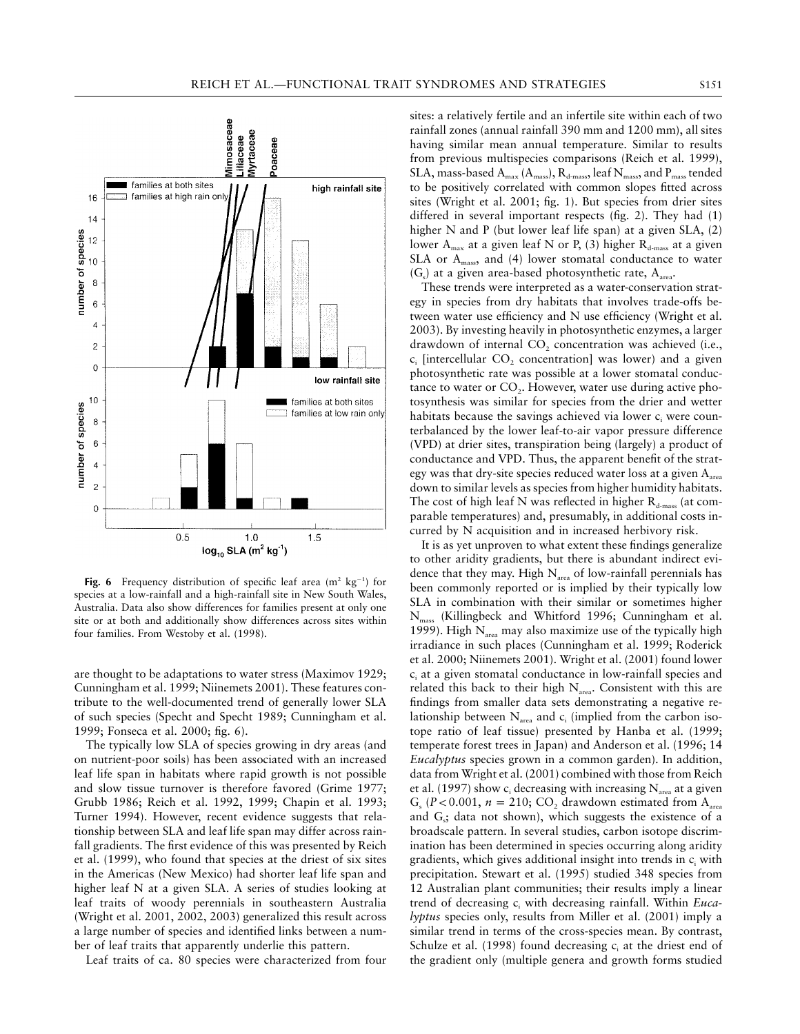**Fig. 6** Frequency distribution of specific leaf area ($m^2\ kg^{-1}$) for species at a low-rainfall and a high-rainfall site in New South Wales, Australia. Data also show differences for families present at only one site or at both and additionally show differences across sites within four families. From Westoby et al. (1998).

are thought to be adaptations to water stress (Maximov 1929; Cunningham et al. 1999; Niinemets 2001). These features contribute to the well-documented trend of generally lower SLA of such species (Specht and Specht 1989; Cunningham et al. 1999; Fonseca et al. 2000; fig. 6).

The typically low SLA of species growing in dry areas (and on nutrient-poor soils) has been associated with an increased leaf life span in habitats where rapid growth is not possible and slow tissue turnover is therefore favored (Grime 1977; Grubb 1986; Reich et al. 1992, 1999; Chapin et al. 1993; Turner 1994). However, recent evidence suggests that relationship between SLA and leaf life span may differ across rainfall gradients. The first evidence of this was presented by Reich et al. (1999), who found that species at the driest of six sites in the Americas (New Mexico) had shorter leaf life span and higher leaf N at a given SLA. A series of studies looking at leaf traits of woody perennials in southeastern Australia (Wright et al. 2001, 2002, 2003) generalized this result across a large number of species and identified links between a number of leaf traits that apparently underlie this pattern.

Leaf traits of ca. 80 species were characterized from four sites: a relatively fertile and an infertile site within each of two rainfall zones (annual rainfall 390 mm and 1200 mm), all sites having similar mean annual temperature. Similar to results from previous multispecies comparisons (Reich et al. 1999), SLA, mass-based $A_{max}$ ($A_{mass}$), $R_{d\text{-}mass}$, leaf $N_{mass}$, and $P_{mass}$ tended to be positively correlated with common slopes fitted across sites (Wright et al. 2001; fig. 1). But species from drier sites differed in several important respects (fig. 2). They had (1) higher N and P (but lower leaf life span) at a given SLA, (2) lower $A_{max}$ at a given leaf N or P, (3) higher $R_{d\text{-}mass}$ at a given SLA or $A_{mass}$, and (4) lower stomatal conductance to water ($G_s$) at a given area-based photosynthetic rate, $A_{area}$.

These trends were interpreted as a water-conservation strategy in species from dry habitats that involves trade-offs between water use efficiency and N use efficiency (Wright et al. 2003). By investing heavily in photosynthetic enzymes, a larger drawdown of internal $CO_2$ concentration was achieved (i.e., $c_i$ [intercellular $CO_2$ concentration] was lower) and a given photosynthetic rate was possible at a lower stomatal conductance to water or $CO_2$. However, water use during active photosynthesis was similar for species from the drier and wetter habitats because the savings achieved via lower $c_i$ were counterbalanced by the lower leaf-to-air vapor pressure difference (VPD) at drier sites, transpiration being (largely) a product of conductance and VPD. Thus, the apparent benefit of the strategy was that dry-site species reduced water loss at a given $A_{area}$ down to similar levels as species from higher humidity habitats. The cost of high leaf N was reflected in higher $R_{d\text{-}mass}$ (at comparable temperatures) and, presumably, in additional costs incurred by N acquisition and in increased herbivory risk.

It is as yet unproven to what extent these findings generalize to other aridity gradients, but there is abundant indirect evidence that they may. High $N_{area}$ of low-rainfall perennials has been commonly reported or is implied by their typically low SLA in combination with their similar or sometimes higher $N_{mass}$ (Killingbeck and Whitford 1996; Cunningham et al. 1999). High $N_{area}$ may also maximize use of the typically high irradiance in such places (Cunningham et al. 1999; Roderick et al. 2000; Niinemets 2001). Wright et al. (2001) found lower $c_i$ at a given stomatal conductance in low-rainfall species and related this back to their high $N_{area}$. Consistent with this are findings from smaller data sets demonstrating a negative relationship between $N_{area}$ and $c_i$ (implied from the carbon isotope ratio of leaf tissue) presented by Hanba et al. (1999; temperate forest trees in Japan) and Anderson et al. (1996; 14 *Eucalyptus* species grown in a common garden). In addition, data from Wright et al. (2001) combined with those from Reich et al. (1997) show $c_i$ decreasing with increasing $N_{area}$ at a given $G_s$ ($P < 0.001$, $n = 210$; $CO_2$ drawdown estimated from $A_{area}$ and $G_s$; data not shown), which suggests the existence of a broadscale pattern. In several studies, carbon isotope discrimination has been determined in species occurring along aridity gradients, which gives additional insight into trends in $c_i$ with precipitation. Stewart et al. (1995) studied 348 species from 12 Australian plant communities; their results imply a linear trend of decreasing $c_i$ with decreasing rainfall. Within *Eucalyptus* species only, results from Miller et al. (2001) imply a similar trend in terms of the cross-species mean. By contrast, Schulze et al. (1998) found decreasing $c_i$ at the driest end of the gradient only (multiple genera and growth forms studied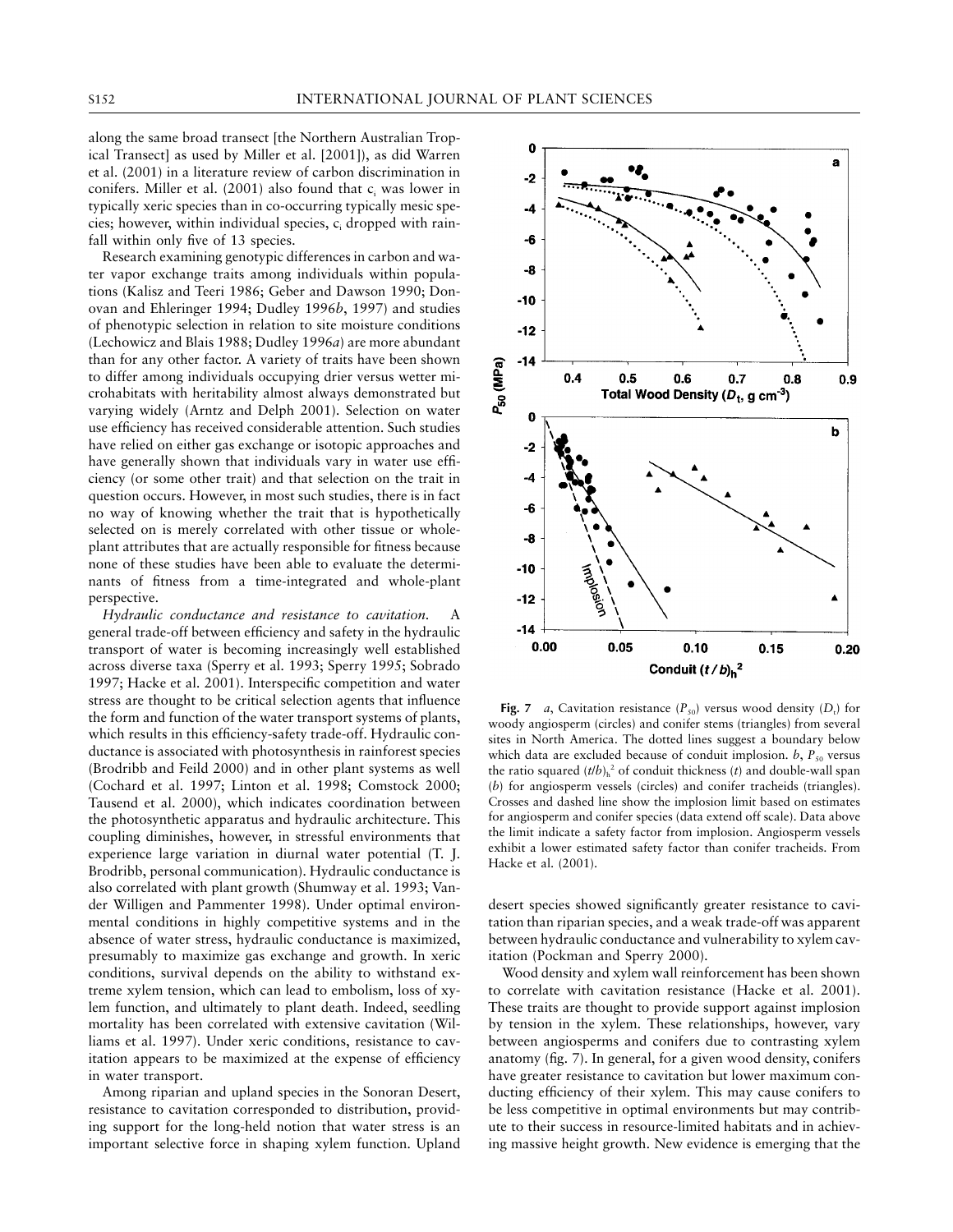along the same broad transect [the Northern Australian Tropical Transect] as used by Miller et al. [2001]), as did Warren et al. (2001) in a literature review of carbon discrimination in conifers. Miller et al. (2001) also found that $c_i$ was lower in typically xeric species than in co-occurring typically mesic species; however, within individual species, $c_i$ dropped with rainfall within only five of 13 species.

Research examining genotypic differences in carbon and water vapor exchange traits among individuals within populations (Kalisz and Teeri 1986; Geber and Dawson 1990; Donovan and Ehleringer 1994; Dudley 1996*b*, 1997) and studies of phenotypic selection in relation to site moisture conditions (Lechowicz and Blais 1988; Dudley 1996*a*) are more abundant than for any other factor. A variety of traits have been shown to differ among individuals occupying drier versus wetter microhabitats with heritability almost always demonstrated but varying widely (Arntz and Delph 2001). Selection on water use efficiency has received considerable attention. Such studies have relied on either gas exchange or isotopic approaches and have generally shown that individuals vary in water use efficiency (or some other trait) and that selection on the trait in question occurs. However, in most such studies, there is in fact no way of knowing whether the trait that is hypothetically selected on is merely correlated with other tissue or whole-plant attributes that are actually responsible for fitness because none of these studies have been able to evaluate the determinants of fitness from a time-integrated and whole-plant perspective.

*Hydraulic conductance and resistance to cavitation.* A general trade-off between efficiency and safety in the hydraulic transport of water is becoming increasingly well established across diverse taxa (Sperry et al. 1993; Sperry 1995; Sobrado 1997; Hacke et al. 2001). Interspecific competition and water stress are thought to be critical selection agents that influence the form and function of the water transport systems of plants, which results in this efficiency-safety trade-off. Hydraulic conductance is associated with photosynthesis in rainforest species (Brodribb and Feild 2000) and in other plant systems as well (Cochard et al. 1997; Linton et al. 1998; Comstock 2000; Tausend et al. 2000), which indicates coordination between the photosynthetic apparatus and hydraulic architecture. This coupling diminishes, however, in stressful environments that experience large variation in diurnal water potential (T. J. Brodribb, personal communication). Hydraulic conductance is also correlated with plant growth (Shumway et al. 1993; Vander Willigen and Pammenter 1998). Under optimal environmental conditions in highly competitive systems and in the absence of water stress, hydraulic conductance is maximized, presumably to maximize gas exchange and growth. In xeric conditions, survival depends on the ability to withstand extreme xylem tension, which can lead to embolism, loss of xylem function, and ultimately to plant death. Indeed, seedling mortality has been correlated with extensive cavitation (Williams et al. 1997). Under xeric conditions, resistance to cavitation appears to be maximized at the expense of efficiency in water transport.

Among riparian and upland species in the Sonoran Desert, resistance to cavitation corresponded to distribution, providing support for the long-held notion that water stress is an important selective force in shaping xylem function. Upland desert species showed significantly greater resistance to cavitation than riparian species, and a weak trade-off was apparent between hydraulic conductance and vulnerability to xylem cavitation (Pockman and Sperry 2000).

**Fig. 7** *a*, Cavitation resistance ($P_{50}$) versus wood density ($D_t$) for woody angiosperm (circles) and conifer stems (triangles) from several sites in North America. The dotted lines suggest a boundary below which data are excluded because of conduit implosion. *b*, $P_{50}$ versus the ratio squared $(t/b)_h^2$ of conduit thickness ($t$) and double-wall span ($b$) for angiosperm vessels (circles) and conifer tracheids (triangles). Crosses and dashed line show the implosion limit based on estimates for angiosperm and conifer species (data extend off scale). Data above the limit indicate a safety factor from implosion. Angiosperm vessels exhibit a lower estimated safety factor than conifer tracheids. From Hacke et al. (2001).

Wood density and xylem wall reinforcement has been shown to correlate with cavitation resistance (Hacke et al. 2001). These traits are thought to provide support against implosion by tension in the xylem. These relationships, however, vary between angiosperms and conifers due to contrasting xylem anatomy (fig. 7). In general, for a given wood density, conifers have greater resistance to cavitation but lower maximum conducting efficiency of their xylem. This may cause conifers to be less competitive in optimal environments but may contribute to their success in resource-limited habitats and in achieving massive height growth. New evidence is emerging that the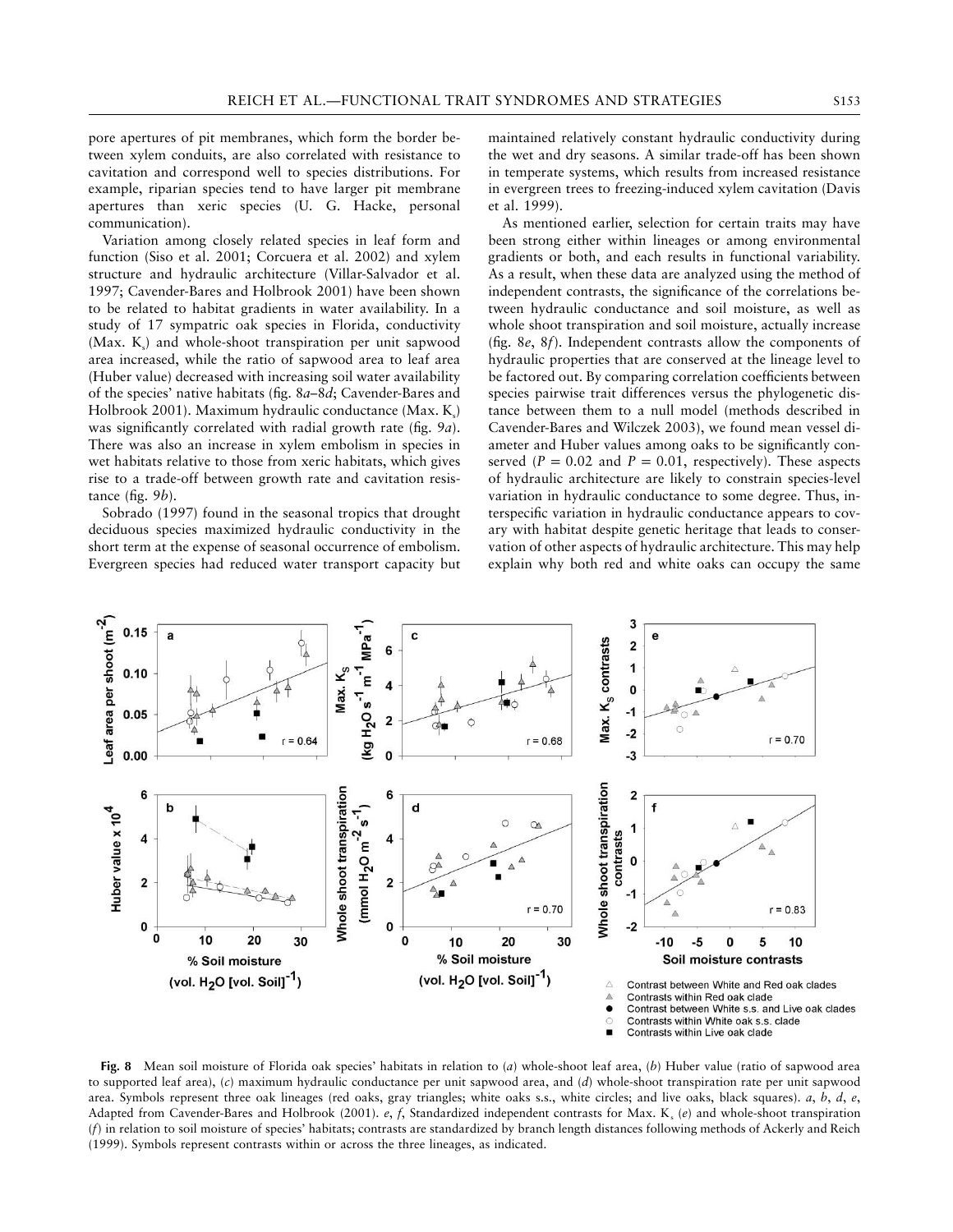pore apertures of pit membranes, which form the border between xylem conduits, are also correlated with resistance to cavitation and correspond well to species distributions. For example, riparian species tend to have larger pit membrane apertures than xeric species (U. G. Hacke, personal communication).

Variation among closely related species in leaf form and function (Siso et al. 2001; Corcuera et al. 2002) and xylem structure and hydraulic architecture (Villar-Salvador et al. 1997; Cavender-Bares and Holbrook 2001) have been shown to be related to habitat gradients in water availability. In a study of 17 sympatric oak species in Florida, conductivity (Max. $K_s$) and whole-shoot transpiration per unit sapwood area increased, while the ratio of sapwood area to leaf area (Huber value) decreased with increasing soil water availability of the species' native habitats (fig. 8*a*–8*d*; Cavender-Bares and Holbrook 2001). Maximum hydraulic conductance (Max. $K_s$) was significantly correlated with radial growth rate (fig. 9*a*). There was also an increase in xylem embolism in species in wet habitats relative to those from xeric habitats, which gives rise to a trade-off between growth rate and cavitation resistance (fig. 9*b*).

Sobrado (1997) found in the seasonal tropics that drought deciduous species maximized hydraulic conductivity in the short term at the expense of seasonal occurrence of embolism. Evergreen species had reduced water transport capacity but maintained relatively constant hydraulic conductivity during the wet and dry seasons. A similar trade-off has been shown in temperate systems, which results from increased resistance in evergreen trees to freezing-induced xylem cavitation (Davis et al. 1999).

As mentioned earlier, selection for certain traits may have been strong either within lineages or among environmental gradients or both, and each results in functional variability. As a result, when these data are analyzed using the method of independent contrasts, the significance of the correlations between hydraulic conductance and soil moisture, as well as whole shoot transpiration and soil moisture, actually increase (fig. 8*e*, 8*f*). Independent contrasts allow the components of hydraulic properties that are conserved at the lineage level to be factored out. By comparing correlation coefficients between species pairwise trait differences versus the phylogenetic distance between them to a null model (methods described in Cavender-Bares and Wilczek 2003), we found mean vessel diameter and Huber values among oaks to be significantly conserved ($P = 0.02$ and $P = 0.01$, respectively). These aspects of hydraulic architecture are likely to constrain species-level variation in hydraulic conductance to some degree. Thus, interspecific variation in hydraulic conductance appears to covary with habitat despite genetic heritage that leads to conservation of other aspects of hydraulic architecture. This may help explain why both red and white oaks can occupy the same

**Fig. 8** Mean soil moisture of Florida oak species' habitats in relation to (*a*) whole-shoot leaf area, (*b*) Huber value (ratio of sapwood area to supported leaf area), (*c*) maximum hydraulic conductance per unit sapwood area, and (*d*) whole-shoot transpiration rate per unit sapwood area. Symbols represent three oak lineages (red oaks, gray triangles; white oaks s.s., white circles; and live oaks, black squares). *a*, *b*, *d*, *e*, Adapted from Cavender-Bares and Holbrook (2001). *e*, *f*, Standardized independent contrasts for Max. $K_s$ (*e*) and whole-shoot transpiration (*f*) in relation to soil moisture of species' habitats; contrasts are standardized by branch length distances following methods of Ackerly and Reich (1999). Symbols represent contrasts within or across the three lineages, as indicated.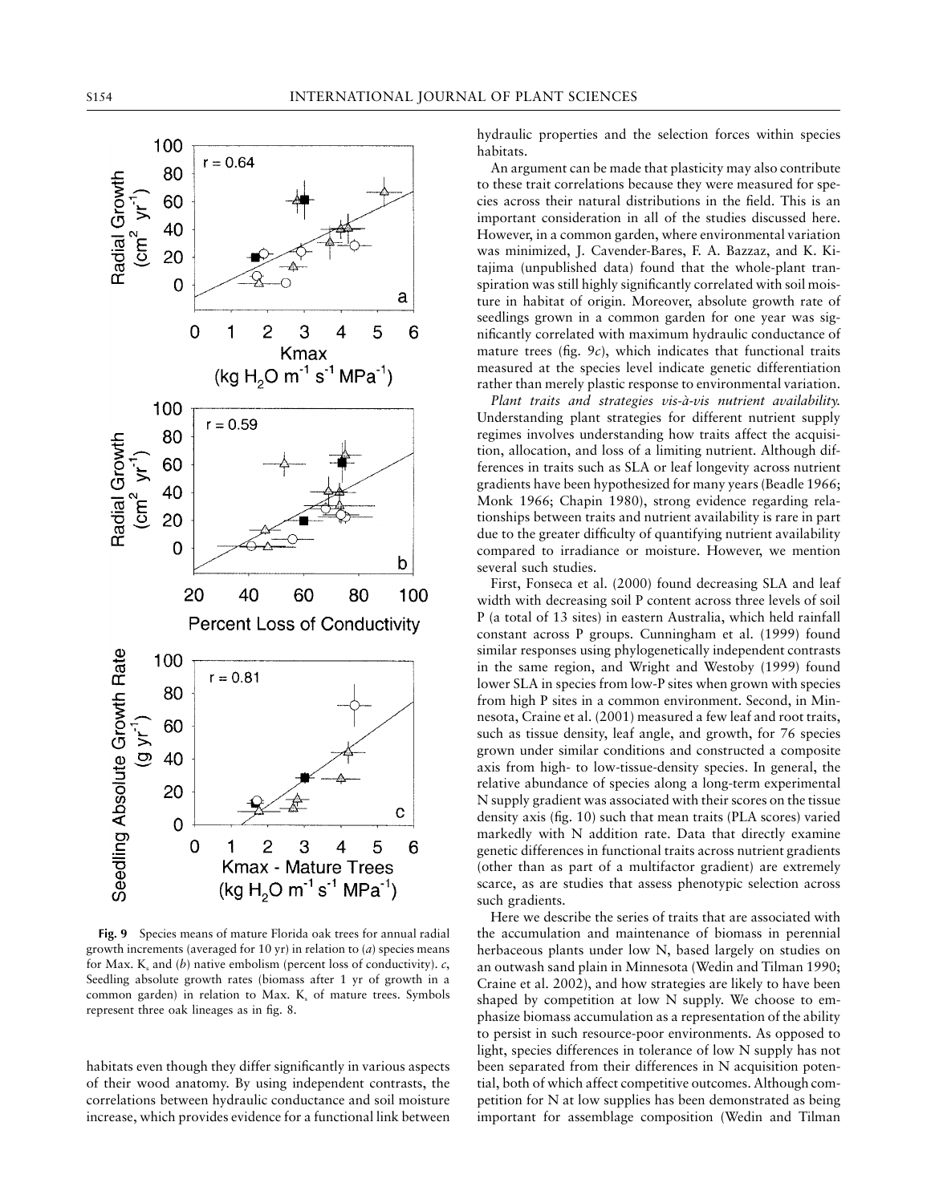Fig. 9 Species means of mature Florida oak trees for annual radial growth increments (averaged for 10 yr) in relation to (*a*) species means for Max. $K_s$ and (*b*) native embolism (percent loss of conductivity). *c*, Seedling absolute growth rates (biomass after 1 yr of growth in a common garden) in relation to Max. $K_s$ of mature trees. Symbols represent three oak lineages as in fig. 8.

habitats even though they differ significantly in various aspects of their wood anatomy. By using independent contrasts, the correlations between hydraulic conductance and soil moisture increase, which provides evidence for a functional link between hydraulic properties and the selection forces within species habitats.

An argument can be made that plasticity may also contribute to these trait correlations because they were measured for species across their natural distributions in the field. This is an important consideration in all of the studies discussed here. However, in a common garden, where environmental variation was minimized, J. Cavender-Bares, F. A. Bazzaz, and K. Kitajima (unpublished data) found that the whole-plant transpiration was still highly significantly correlated with soil moisture in habitat of origin. Moreover, absolute growth rate of seedlings grown in a common garden for one year was significantly correlated with maximum hydraulic conductance of mature trees (fig. 9*c*), which indicates that functional traits measured at the species level indicate genetic differentiation rather than merely plastic response to environmental variation.

*Plant traits and strategies vis-à-vis nutrient availability.* Understanding plant strategies for different nutrient supply regimes involves understanding how traits affect the acquisition, allocation, and loss of a limiting nutrient. Although differences in traits such as SLA or leaf longevity across nutrient gradients have been hypothesized for many years (Beadle 1966; Monk 1966; Chapin 1980), strong evidence regarding relationships between traits and nutrient availability is rare in part due to the greater difficulty of quantifying nutrient availability compared to irradiance or moisture. However, we mention several such studies.

First, Fonseca et al. (2000) found decreasing SLA and leaf width with decreasing soil P content across three levels of soil P (a total of 13 sites) in eastern Australia, which held rainfall constant across P groups. Cunningham et al. (1999) found similar responses using phylogenetically independent contrasts in the same region, and Wright and Westoby (1999) found lower SLA in species from low-P sites when grown with species from high P sites in a common environment. Second, in Minnesota, Craine et al. (2001) measured a few leaf and root traits, such as tissue density, leaf angle, and growth, for 76 species grown under similar conditions and constructed a composite axis from high- to low-tissue-density species. In general, the relative abundance of species along a long-term experimental N supply gradient was associated with their scores on the tissue density axis (fig. 10) such that mean traits (PLA scores) varied markedly with N addition rate. Data that directly examine genetic differences in functional traits across nutrient gradients (other than as part of a multifactor gradient) are extremely scarce, as are studies that assess phenotypic selection across such gradients.

Here we describe the series of traits that are associated with the accumulation and maintenance of biomass in perennial herbaceous plants under low N, based largely on studies on an outwash sand plain in Minnesota (Wedin and Tilman 1990; Craine et al. 2002), and how strategies are likely to have been shaped by competition at low N supply. We choose to emphasize biomass accumulation as a representation of the ability to persist in such resource-poor environments. As opposed to light, species differences in tolerance of low N supply has not been separated from their differences in N acquisition potential, both of which affect competitive outcomes. Although competition for N at low supplies has been demonstrated as being important for assemblage composition (Wedin and Tilman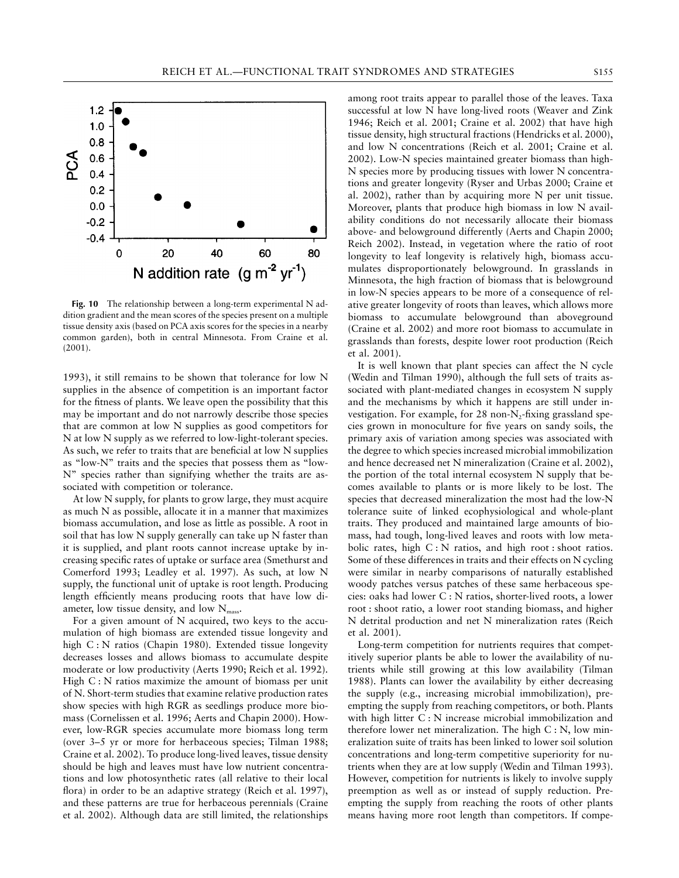1.2
1.0
0.8
0.6
0.4
0.2
0.0
-0.2
-0.4
PCA
0
20
40
60
80
N addition rate (g m$^{-2}$ yr$^{-1}$)

**Fig. 10** The relationship between a long-term experimental N addition gradient and the mean scores of the species present on a multiple tissue density axis (based on PCA axis scores for the species in a nearby common garden), both in central Minnesota. From Craine et al. (2001).

1993), it still remains to be shown that tolerance for low N supplies in the absence of competition is an important factor for the fitness of plants. We leave open the possibility that this may be important and do not narrowly describe those species that are common at low N supplies as good competitors for N at low N supply as we referred to low-light-tolerant species. As such, we refer to traits that are beneficial at low N supplies as "low-N" traits and the species that possess them as "low-N" species rather than signifying whether the traits are associated with competition or tolerance.

At low N supply, for plants to grow large, they must acquire as much N as possible, allocate it in a manner that maximizes biomass accumulation, and lose as little as possible. A root in soil that has low N supply generally can take up N faster than it is supplied, and plant roots cannot increase uptake by increasing specific rates of uptake or surface area (Smethurst and Comerford 1993; Leadley et al. 1997). As such, at low N supply, the functional unit of uptake is root length. Producing length efficiently means producing roots that have low diameter, low tissue density, and low $N_{mass}$.

For a given amount of N acquired, two keys to the accumulation of high biomass are extended tissue longevity and high C : N ratios (Chapin 1980). Extended tissue longevity decreases losses and allows biomass to accumulate despite moderate or low productivity (Aerts 1990; Reich et al. 1992). High C : N ratios maximize the amount of biomass per unit of N. Short-term studies that examine relative production rates show species with high RGR as seedlings produce more biomass (Cornelissen et al. 1996; Aerts and Chapin 2000). However, low-RGR species accumulate more biomass long term (over 3–5 yr or more for herbaceous species; Tilman 1988; Craine et al. 2002). To produce long-lived leaves, tissue density should be high and leaves must have low nutrient concentrations and low photosynthetic rates (all relative to their local flora) in order to be an adaptive strategy (Reich et al. 1997), and these patterns are true for herbaceous perennials (Craine et al. 2002). Although data are still limited, the relationships among root traits appear to parallel those of the leaves. Taxa successful at low N have long-lived roots (Weaver and Zink 1946; Reich et al. 2001; Craine et al. 2002) that have high tissue density, high structural fractions (Hendricks et al. 2000), and low N concentrations (Reich et al. 2001; Craine et al. 2002). Low-N species maintained greater biomass than high-N species more by producing tissues with lower N concentrations and greater longevity (Ryser and Urbas 2000; Craine et al. 2002), rather than by acquiring more N per unit tissue. Moreover, plants that produce high biomass in low N availability conditions do not necessarily allocate their biomass above- and belowground differently (Aerts and Chapin 2000; Reich 2002). Instead, in vegetation where the ratio of root longevity to leaf longevity is relatively high, biomass accumulates disproportionately belowground. In grasslands in Minnesota, the high fraction of biomass that is belowground in low-N species appears to be more of a consequence of relative greater longevity of roots than leaves, which allows more biomass to accumulate belowground than aboveground (Craine et al. 2002) and more root biomass to accumulate in grasslands than forests, despite lower root production (Reich et al. 2001).

It is well known that plant species can affect the N cycle (Wedin and Tilman 1990), although the full sets of traits associated with plant-mediated changes in ecosystem N supply and the mechanisms by which it happens are still under investigation. For example, for 28 non-$N_2$-fixing grassland species grown in monoculture for five years on sandy soils, the primary axis of variation among species was associated with the degree to which species increased microbial immobilization and hence decreased net N mineralization (Craine et al. 2002), the portion of the total internal ecosystem N supply that becomes available to plants or is more likely to be lost. The species that decreased mineralization the most had the low-N tolerance suite of linked ecophysiological and whole-plant traits. They produced and maintained large amounts of biomass, had tough, long-lived leaves and roots with low metabolic rates, high C : N ratios, and high root : shoot ratios. Some of these differences in traits and their effects on N cycling were similar in nearby comparisons of naturally established woody patches versus patches of these same herbaceous species: oaks had lower C : N ratios, shorter-lived roots, a lower root : shoot ratio, a lower root standing biomass, and higher N detrital production and net N mineralization rates (Reich et al. 2001).

Long-term competition for nutrients requires that competitively superior plants be able to lower the availability of nutrients while still growing at this low availability (Tilman 1988). Plants can lower the availability by either decreasing the supply (e.g., increasing microbial immobilization), preempting the supply from reaching competitors, or both. Plants with high litter C : N increase microbial immobilization and therefore lower net mineralization. The high C : N, low mineralization suite of traits has been linked to lower soil solution concentrations and long-term competitive superiority for nutrients when they are at low supply (Wedin and Tilman 1993). However, competition for nutrients is likely to involve supply preemption as well as or instead of supply reduction. Preempting the supply from reaching the roots of other plants means having more root length than competitors. If compe-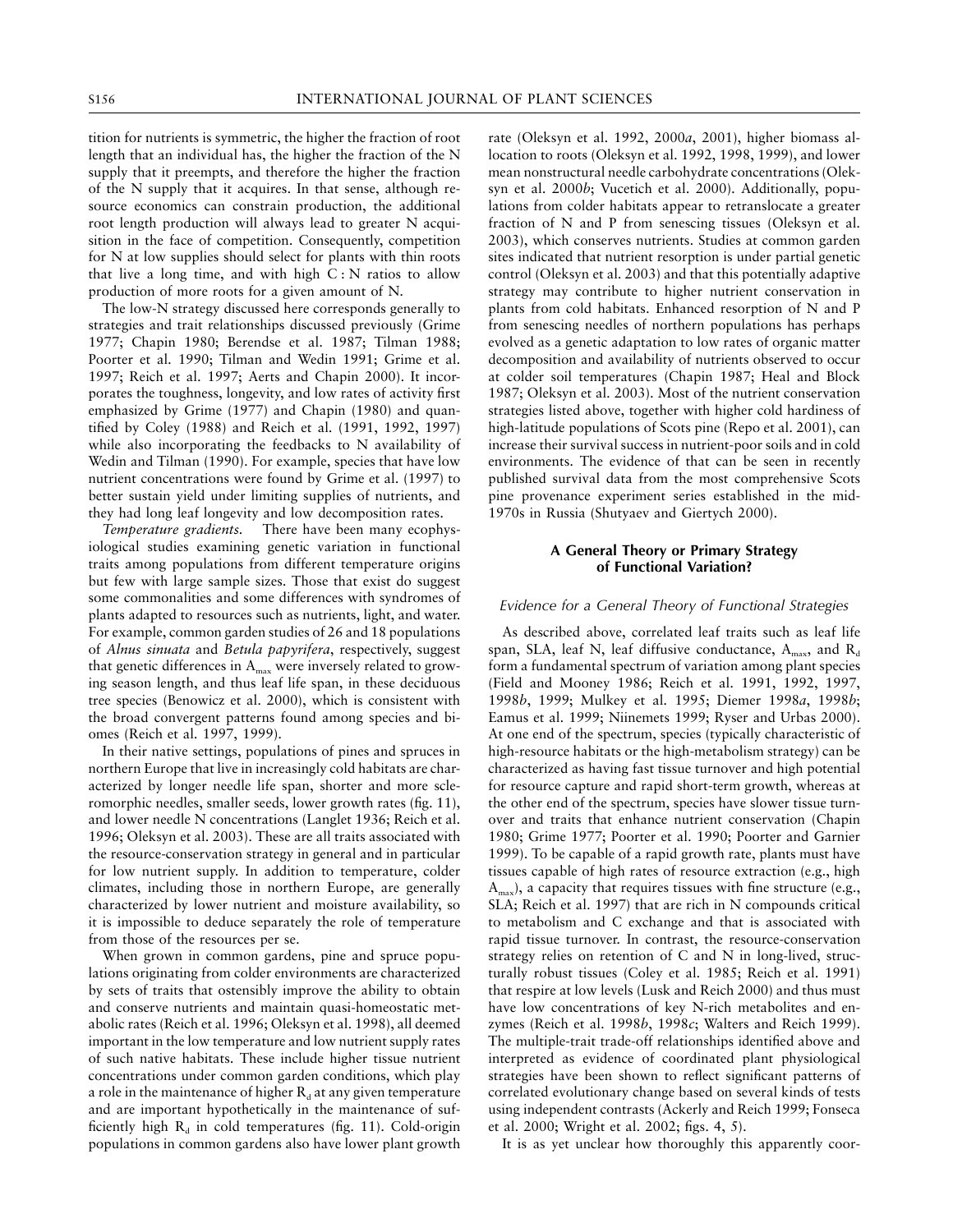tition for nutrients is symmetric, the higher the fraction of root length that an individual has, the higher the fraction of the N supply that it preempts, and therefore the higher the fraction of the N supply that it acquires. In that sense, although resource economics can constrain production, the additional root length production will always lead to greater N acquisition in the face of competition. Consequently, competition for N at low supplies should select for plants with thin roots that live a long time, and with high C : N ratios to allow production of more roots for a given amount of N.

The low-N strategy discussed here corresponds generally to strategies and trait relationships discussed previously (Grime 1977; Chapin 1980; Berendse et al. 1987; Tilman 1988; Poorter et al. 1990; Tilman and Wedin 1991; Grime et al. 1997; Reich et al. 1997; Aerts and Chapin 2000). It incorporates the toughness, longevity, and low rates of activity first emphasized by Grime (1977) and Chapin (1980) and quantified by Coley (1988) and Reich et al. (1991, 1992, 1997) while also incorporating the feedbacks to N availability of Wedin and Tilman (1990). For example, species that have low nutrient concentrations were found by Grime et al. (1997) to better sustain yield under limiting supplies of nutrients, and they had long leaf longevity and low decomposition rates.

*Temperature gradients.* There have been many ecophysiological studies examining genetic variation in functional traits among populations from different temperature origins but few with large sample sizes. Those that exist do suggest some commonalities and some differences with syndromes of plants adapted to resources such as nutrients, light, and water. For example, common garden studies of 26 and 18 populations of *Alnus sinuata* and *Betula papyrifera*, respectively, suggest that genetic differences in $A_{max}$ were inversely related to growing season length, and thus leaf life span, in these deciduous tree species (Benowicz et al. 2000), which is consistent with the broad convergent patterns found among species and biomes (Reich et al. 1997, 1999).

In their native settings, populations of pines and spruces in northern Europe that live in increasingly cold habitats are characterized by longer needle life span, shorter and more scleromorphic needles, smaller seeds, lower growth rates (fig. 11), and lower needle N concentrations (Langlet 1936; Reich et al. 1996; Oleksyn et al. 2003). These are all traits associated with the resource-conservation strategy in general and in particular for low nutrient supply. In addition to temperature, colder climates, including those in northern Europe, are generally characterized by lower nutrient and moisture availability, so it is impossible to deduce separately the role of temperature from those of the resources per se.

When grown in common gardens, pine and spruce populations originating from colder environments are characterized by sets of traits that ostensibly improve the ability to obtain and conserve nutrients and maintain quasi-homeostatic metabolic rates (Reich et al. 1996; Oleksyn et al. 1998), all deemed important in the low temperature and low nutrient supply rates of such native habitats. These include higher tissue nutrient concentrations under common garden conditions, which play a role in the maintenance of higher $R_d$ at any given temperature and are important hypothetically in the maintenance of sufficiently high $R_d$ in cold temperatures (fig. 11). Cold-origin populations in common gardens also have lower plant growth rate (Oleksyn et al. 1992, 2000*a*, 2001), higher biomass allocation to roots (Oleksyn et al. 1992, 1998, 1999), and lower mean nonstructural needle carbohydrate concentrations (Oleksyn et al. 2000*b*; Vucetich et al. 2000). Additionally, populations from colder habitats appear to retranslocate a greater fraction of N and P from senescing tissues (Oleksyn et al. 2003), which conserves nutrients. Studies at common garden sites indicated that nutrient resorption is under partial genetic control (Oleksyn et al. 2003) and that this potentially adaptive strategy may contribute to higher nutrient conservation in plants from cold habitats. Enhanced resorption of N and P from senescing needles of northern populations has perhaps evolved as a genetic adaptation to low rates of organic matter decomposition and availability of nutrients observed to occur at colder soil temperatures (Chapin 1987; Heal and Block 1987; Oleksyn et al. 2003). Most of the nutrient conservation strategies listed above, together with higher cold hardiness of high-latitude populations of Scots pine (Repo et al. 2001), can increase their survival success in nutrient-poor soils and in cold environments. The evidence of that can be seen in recently published survival data from the most comprehensive Scots pine provenance experiment series established in the mid-1970s in Russia (Shutyaev and Giertych 2000).

## A General Theory or Primary Strategy of Functional Variation?

### *Evidence for a General Theory of Functional Strategies*

As described above, correlated leaf traits such as leaf life span, SLA, leaf N, leaf diffusive conductance, $A_{max}$, and $R_d$ form a fundamental spectrum of variation among plant species (Field and Mooney 1986; Reich et al. 1991, 1992, 1997, 1998*b*, 1999; Mulkey et al. 1995; Diemer 1998*a*, 1998*b*; Eamus et al. 1999; Niinemets 1999; Ryser and Urbas 2000). At one end of the spectrum, species (typically characteristic of high-resource habitats or the high-metabolism strategy) can be characterized as having fast tissue turnover and high potential for resource capture and rapid short-term growth, whereas at the other end of the spectrum, species have slower tissue turnover and traits that enhance nutrient conservation (Chapin 1980; Grime 1977; Poorter et al. 1990; Poorter and Garnier 1999). To be capable of a rapid growth rate, plants must have tissues capable of high rates of resource extraction (e.g., high $A_{max}$), a capacity that requires tissues with fine structure (e.g., SLA; Reich et al. 1997) that are rich in N compounds critical to metabolism and C exchange and that is associated with rapid tissue turnover. In contrast, the resource-conservation strategy relies on retention of C and N in long-lived, structurally robust tissues (Coley et al. 1985; Reich et al. 1991) that respire at low levels (Lusk and Reich 2000) and thus must have low concentrations of key N-rich metabolites and enzymes (Reich et al. 1998*b*, 1998*c*; Walters and Reich 1999). The multiple-trait trade-off relationships identified above and interpreted as evidence of coordinated plant physiological strategies have been shown to reflect significant patterns of correlated evolutionary change based on several kinds of tests using independent contrasts (Ackerly and Reich 1999; Fonseca et al. 2000; Wright et al. 2002; figs. 4, 5).

It is as yet unclear how thoroughly this apparently coor-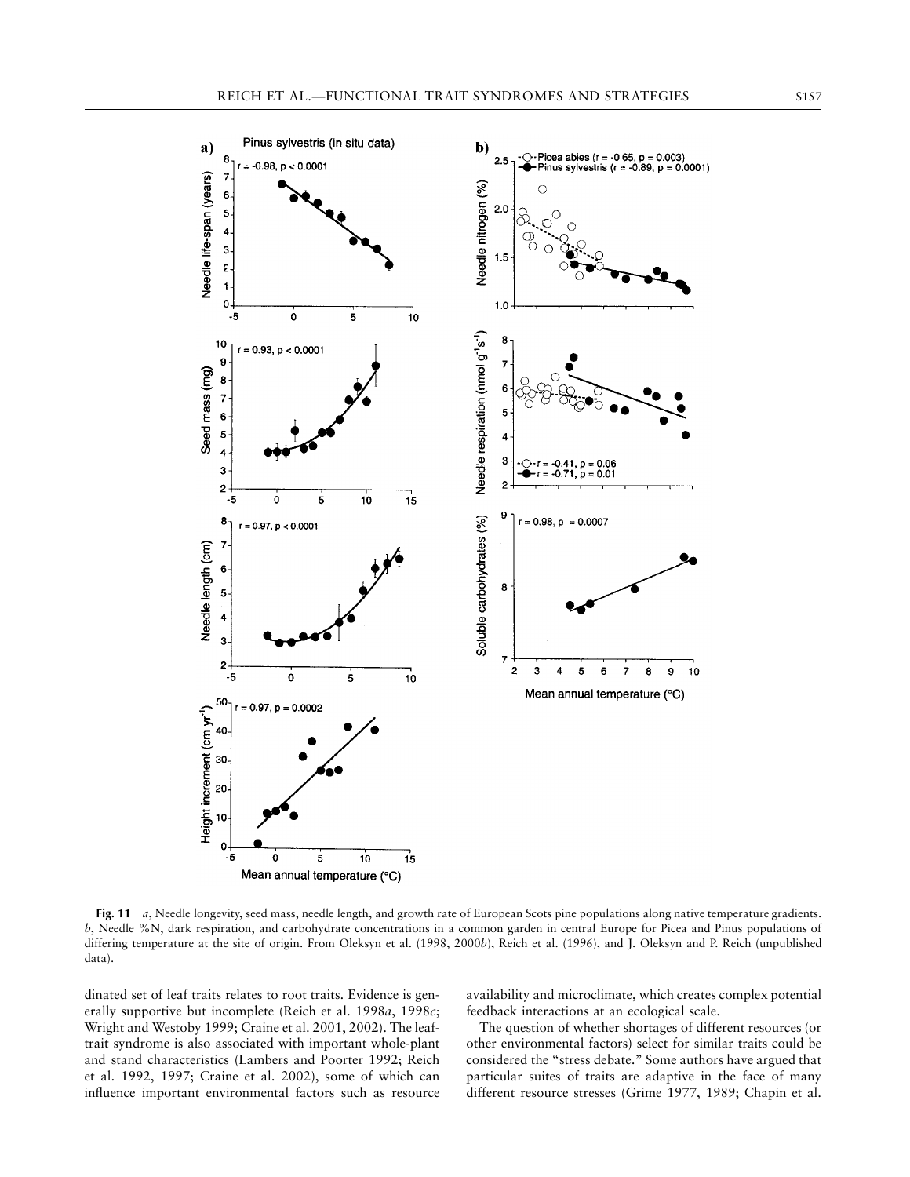**Fig. 11** *a*, Needle longevity, seed mass, needle length, and growth rate of European Scots pine populations along native temperature gradients. *b*, Needle %N, dark respiration, and carbohydrate concentrations in a common garden in central Europe for Picea and Pinus populations of differing temperature at the site of origin. From Oleksyn et al. (1998, 2000*b*), Reich et al. (1996), and J. Oleksyn and P. Reich (unpublished data).

dinated set of leaf traits relates to root traits. Evidence is generally supportive but incomplete (Reich et al. 1998*a*, 1998*c*; Wright and Westoby 1999; Craine et al. 2001, 2002). The leaf-trait syndrome is also associated with important whole-plant and stand characteristics (Lambers and Poorter 1992; Reich et al. 1992, 1997; Craine et al. 2002), some of which can influence important environmental factors such as resource availability and microclimate, which creates complex potential feedback interactions at an ecological scale.

The question of whether shortages of different resources (or other environmental factors) select for similar traits could be considered the "stress debate." Some authors have argued that particular suites of traits are adaptive in the face of many different resource stresses (Grime 1977, 1989; Chapin et al.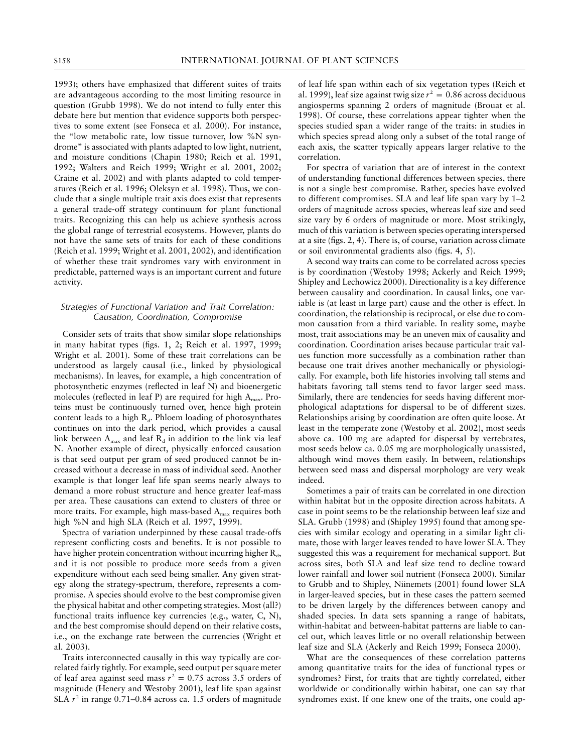1993); others have emphasized that different suites of traits are advantageous according to the most limiting resource in question (Grubb 1998). We do not intend to fully enter this debate here but mention that evidence supports both perspectives to some extent (see Fonseca et al. 2000). For instance, the "low metabolic rate, low tissue turnover, low %N syndrome" is associated with plants adapted to low light, nutrient, and moisture conditions (Chapin 1980; Reich et al. 1991, 1992; Walters and Reich 1999; Wright et al. 2001, 2002; Craine et al. 2002) and with plants adapted to cold temperatures (Reich et al. 1996; Oleksyn et al. 1998). Thus, we conclude that a single multiple trait axis does exist that represents a general trade-off strategy continuum for plant functional traits. Recognizing this can help us achieve synthesis across the global range of terrestrial ecosystems. However, plants do not have the same sets of traits for each of these conditions (Reich et al. 1999; Wright et al. 2001, 2002), and identification of whether these trait syndromes vary with environment in predictable, patterned ways is an important current and future activity.

### *Strategies of Functional Variation and Trait Correlation: Causation, Coordination, Compromise*

Consider sets of traits that show similar slope relationships in many habitat types (figs. 1, 2; Reich et al. 1997, 1999; Wright et al. 2001). Some of these trait correlations can be understood as largely causal (i.e., linked by physiological mechanisms). In leaves, for example, a high concentration of photosynthetic enzymes (reflected in leaf N) and bioenergetic molecules (reflected in leaf P) are required for high $A_{max}$. Proteins must be continuously turned over, hence high protein content leads to a high $R_d$. Phloem loading of photosynthates continues on into the dark period, which provides a causal link between $A_{max}$ and leaf $R_d$ in addition to the link via leaf N. Another example of direct, physically enforced causation is that seed output per gram of seed produced cannot be increased without a decrease in mass of individual seed. Another example is that longer leaf life span seems nearly always to demand a more robust structure and hence greater leaf-mass per area. These causations can extend to clusters of three or more traits. For example, high mass-based $A_{max}$ requires both high %N and high SLA (Reich et al. 1997, 1999).

Spectra of variation underpinned by these causal trade-offs represent conflicting costs and benefits. It is not possible to have higher protein concentration without incurring higher $R_d$, and it is not possible to produce more seeds from a given expenditure without each seed being smaller. Any given strategy along the strategy-spectrum, therefore, represents a compromise. A species should evolve to the best compromise given the physical habitat and other competing strategies. Most (all?) functional traits influence key currencies (e.g., water, C, N), and the best compromise should depend on their relative costs, i.e., on the exchange rate between the currencies (Wright et al. 2003).

Traits interconnected causally in this way typically are correlated fairly tightly. For example, seed output per square meter of leaf area against seed mass $r^2 = 0.75$ across 3.5 orders of magnitude (Henery and Westoby 2001), leaf life span against SLA $r^2$ in range 0.71–0.84 across ca. 1.5 orders of magnitude of leaf life span within each of six vegetation types (Reich et al. 1999), leaf size against twig size $r^2 = 0.86$ across deciduous angiosperms spanning 2 orders of magnitude (Brouat et al. 1998). Of course, these correlations appear tighter when the species studied span a wider range of the traits: in studies in which species spread along only a subset of the total range of each axis, the scatter typically appears larger relative to the correlation.

For spectra of variation that are of interest in the context of understanding functional differences between species, there is not a single best compromise. Rather, species have evolved to different compromises. SLA and leaf life span vary by 1–2 orders of magnitude across species, whereas leaf size and seed size vary by 6 orders of magnitude or more. Most strikingly, much of this variation is between species operating interspersed at a site (figs. 2, 4). There is, of course, variation across climate or soil environmental gradients also (figs. 4, 5).

A second way traits can come to be correlated across species is by coordination (Westoby 1998; Ackerly and Reich 1999; Shipley and Lechowicz 2000). Directionality is a key difference between causality and coordination. In causal links, one variable is (at least in large part) cause and the other is effect. In coordination, the relationship is reciprocal, or else due to common causation from a third variable. In reality some, maybe most, trait associations may be an uneven mix of causality and coordination. Coordination arises because particular trait values function more successfully as a combination rather than because one trait drives another mechanically or physiologically. For example, both life histories involving tall stems and habitats favoring tall stems tend to favor larger seed mass. Similarly, there are tendencies for seeds having different morphological adaptations for dispersal to be of different sizes. Relationships arising by coordination are often quite loose. At least in the temperate zone (Westoby et al. 2002), most seeds above ca. 100 mg are adapted for dispersal by vertebrates, most seeds below ca. 0.05 mg are morphologically unassisted, although wind moves them easily. In between, relationships between seed mass and dispersal morphology are very weak indeed.

Sometimes a pair of traits can be correlated in one direction within habitat but in the opposite direction across habitats. A case in point seems to be the relationship between leaf size and SLA. Grubb (1998) and (Shipley 1995) found that among species with similar ecology and operating in a similar light climate, those with larger leaves tended to have lower SLA. They suggested this was a requirement for mechanical support. But across sites, both SLA and leaf size tend to decline toward lower rainfall and lower soil nutrient (Fonseca 2000). Similar to Grubb and to Shipley, Niinemets (2001) found lower SLA in larger-leaved species, but in these cases the pattern seemed to be driven largely by the differences between canopy and shaded species. In data sets spanning a range of habitats, within-habitat and between-habitat patterns are liable to cancel out, which leaves little or no overall relationship between leaf size and SLA (Ackerly and Reich 1999; Fonseca 2000).

What are the consequences of these correlation patterns among quantitative traits for the idea of functional types or syndromes? First, for traits that are tightly correlated, either worldwide or conditionally within habitat, one can say that syndromes exist. If one knew one of the traits, one could ap-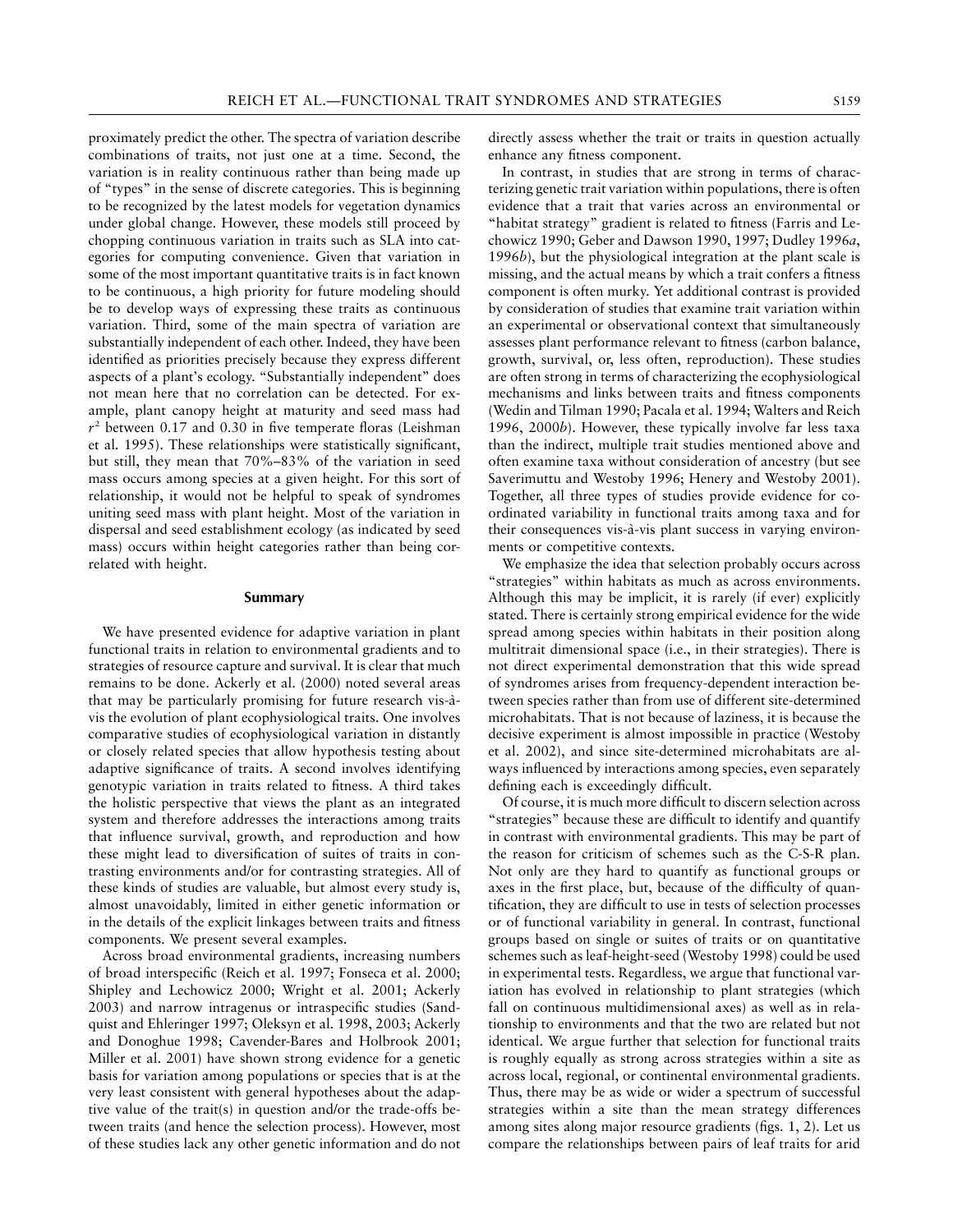proximately predict the other. The spectra of variation describe combinations of traits, not just one at a time. Second, the variation is in reality continuous rather than being made up of "types" in the sense of discrete categories. This is beginning to be recognized by the latest models for vegetation dynamics under global change. However, these models still proceed by chopping continuous variation in traits such as SLA into categories for computing convenience. Given that variation in some of the most important quantitative traits is in fact known to be continuous, a high priority for future modeling should be to develop ways of expressing these traits as continuous variation. Third, some of the main spectra of variation are substantially independent of each other. Indeed, they have been identified as priorities precisely because they express different aspects of a plant's ecology. "Substantially independent" does not mean here that no correlation can be detected. For example, plant canopy height at maturity and seed mass had $r^2$ between 0.17 and 0.30 in five temperate floras (Leishman et al. 1995). These relationships were statistically significant, but still, they mean that 70%–83% of the variation in seed mass occurs among species at a given height. For this sort of relationship, it would not be helpful to speak of syndromes uniting seed mass with plant height. Most of the variation in dispersal and seed establishment ecology (as indicated by seed mass) occurs within height categories rather than being correlated with height.

## Summary

We have presented evidence for adaptive variation in plant functional traits in relation to environmental gradients and to strategies of resource capture and survival. It is clear that much remains to be done. Ackerly et al. (2000) noted several areas that may be particularly promising for future research vis-à-vis the evolution of plant ecophysiological traits. One involves comparative studies of ecophysiological variation in distantly or closely related species that allow hypothesis testing about adaptive significance of traits. A second involves identifying genotypic variation in traits related to fitness. A third takes the holistic perspective that views the plant as an integrated system and therefore addresses the interactions among traits that influence survival, growth, and reproduction and how these might lead to diversification of suites of traits in contrasting environments and/or for contrasting strategies. All of these kinds of studies are valuable, but almost every study is, almost unavoidably, limited in either genetic information or in the details of the explicit linkages between traits and fitness components. We present several examples.

Across broad environmental gradients, increasing numbers of broad interspecific (Reich et al. 1997; Fonseca et al. 2000; Shipley and Lechowicz 2000; Wright et al. 2001; Ackerly 2003) and narrow intragenus or intraspecific studies (Sandquist and Ehleringer 1997; Oleksyn et al. 1998, 2003; Ackerly and Donoghue 1998; Cavender-Bares and Holbrook 2001; Miller et al. 2001) have shown strong evidence for a genetic basis for variation among populations or species that is at the very least consistent with general hypotheses about the adaptive value of the trait(s) in question and/or the trade-offs between traits (and hence the selection process). However, most of these studies lack any other genetic information and do not directly assess whether the trait or traits in question actually enhance any fitness component.

In contrast, in studies that are strong in terms of characterizing genetic trait variation within populations, there is often evidence that a trait that varies across an environmental or "habitat strategy" gradient is related to fitness (Farris and Lechowicz 1990; Geber and Dawson 1990, 1997; Dudley 1996*a*, 1996*b*), but the physiological integration at the plant scale is missing, and the actual means by which a trait confers a fitness component is often murky. Yet additional contrast is provided by consideration of studies that examine trait variation within an experimental or observational context that simultaneously assesses plant performance relevant to fitness (carbon balance, growth, survival, or, less often, reproduction). These studies are often strong in terms of characterizing the ecophysiological mechanisms and links between traits and fitness components (Wedin and Tilman 1990; Pacala et al. 1994; Walters and Reich 1996, 2000*b*). However, these typically involve far less taxa than the indirect, multiple trait studies mentioned above and often examine taxa without consideration of ancestry (but see Saverimuttu and Westoby 1996; Henery and Westoby 2001). Together, all three types of studies provide evidence for coordinated variability in functional traits among taxa and for their consequences vis-à-vis plant success in varying environments or competitive contexts.

We emphasize the idea that selection probably occurs across "strategies" within habitats as much as across environments. Although this may be implicit, it is rarely (if ever) explicitly stated. There is certainly strong empirical evidence for the wide spread among species within habitats in their position along multitrait dimensional space (i.e., in their strategies). There is not direct experimental demonstration that this wide spread of syndromes arises from frequency-dependent interaction between species rather than from use of different site-determined microhabitats. That is not because of laziness, it is because the decisive experiment is almost impossible in practice (Westoby et al. 2002), and since site-determined microhabitats are always influenced by interactions among species, even separately defining each is exceedingly difficult.

Of course, it is much more difficult to discern selection across "strategies" because these are difficult to identify and quantify in contrast with environmental gradients. This may be part of the reason for criticism of schemes such as the C-S-R plan. Not only are they hard to quantify as functional groups or axes in the first place, but, because of the difficulty of quantification, they are difficult to use in tests of selection processes or of functional variability in general. In contrast, functional groups based on single or suites of traits or on quantitative schemes such as leaf-height-seed (Westoby 1998) could be used in experimental tests. Regardless, we argue that functional variation has evolved in relationship to plant strategies (which fall on continuous multidimensional axes) as well as in relationship to environments and that the two are related but not identical. We argue further that selection for functional traits is roughly equally as strong across strategies within a site as across local, regional, or continental environmental gradients. Thus, there may be as wide or wider a spectrum of successful strategies within a site than the mean strategy differences among sites along major resource gradients (figs. 1, 2). Let us compare the relationships between pairs of leaf traits for arid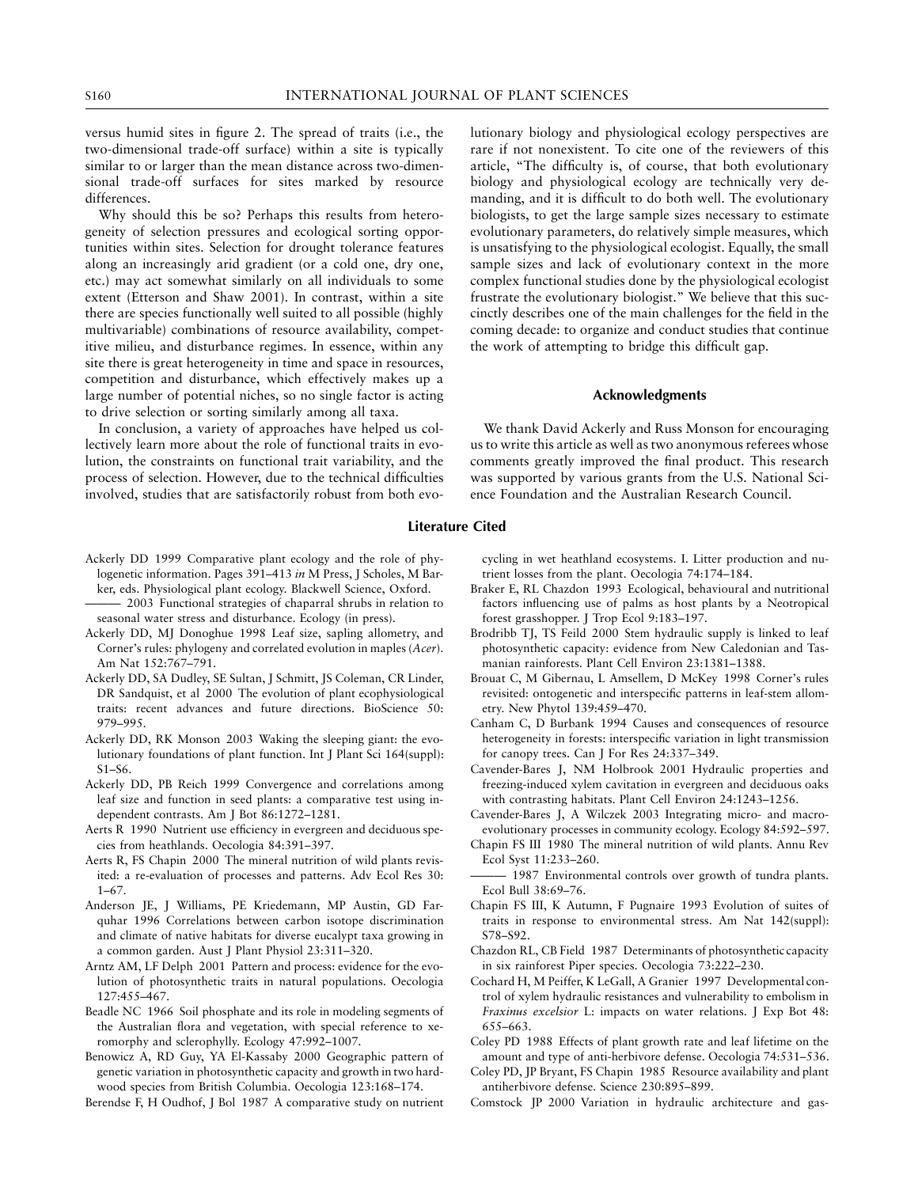versus humid sites in figure 2. The spread of traits (i.e., the two-dimensional trade-off surface) within a site is typically similar to or larger than the mean distance across two-dimensional trade-off surfaces for sites marked by resource differences.

Why should this be so? Perhaps this results from heterogeneity of selection pressures and ecological sorting opportunities within sites. Selection for drought tolerance features along an increasingly arid gradient (or a cold one, dry one, etc.) may act somewhat similarly on all individuals to some extent (Etterson and Shaw 2001). In contrast, within a site there are species functionally well suited to all possible (highly multivariable) combinations of resource availability, competitive milieu, and disturbance regimes. In essence, within any site there is great heterogeneity in time and space in resources, competition and disturbance, which effectively makes up a large number of potential niches, so no single factor is acting to drive selection or sorting similarly among all taxa.

In conclusion, a variety of approaches have helped us collectively learn more about the role of functional traits in evolution, the constraints on functional trait variability, and the process of selection. However, due to the technical difficulties involved, studies that are satisfactorily robust from both evolutionary biology and physiological ecology perspectives are rare if not nonexistent. To cite one of the reviewers of this article, "The difficulty is, of course, that both evolutionary biology and physiological ecology are technically very demanding, and it is difficult to do both well. The evolutionary biologists, to get the large sample sizes necessary to estimate evolutionary parameters, do relatively simple measures, which is unsatisfying to the physiological ecologist. Equally, the small sample sizes and lack of evolutionary context in the more complex functional studies done by the physiological ecologist frustrate the evolutionary biologist." We believe that this succinctly describes one of the main challenges for the field in the coming decade: to organize and conduct studies that continue the work of attempting to bridge this difficult gap.

## Acknowledgments

We thank David Ackerly and Russ Monson for encouraging us to write this article as well as two anonymous referees whose comments greatly improved the final product. This research was supported by various grants from the U.S. National Science Foundation and the Australian Research Council.

## Literature Cited

Ackerly DD 1999 Comparative plant ecology and the role of phylogenetic information. Pages 391–413 *in* M Press, J Scholes, M Barker, eds. Physiological plant ecology. Blackwell Science, Oxford.

——— 2003 Functional strategies of chaparral shrubs in relation to seasonal water stress and disturbance. Ecology (in press).

Ackerly DD, MJ Donoghue 1998 Leaf size, sapling allometry, and Corner's rules: phylogeny and correlated evolution in maples (*Acer*). Am Nat 152:767–791.

Ackerly DD, SA Dudley, SE Sultan, J Schmitt, JS Coleman, CR Linder, DR Sandquist, et al 2000 The evolution of plant ecophysiological traits: recent advances and future directions. BioScience 50: 979–995.

Ackerly DD, RK Monson 2003 Waking the sleeping giant: the evolutionary foundations of plant function. Int J Plant Sci 164(suppl): S1–S6.

Ackerly DD, PB Reich 1999 Convergence and correlations among leaf size and function in seed plants: a comparative test using independent contrasts. Am J Bot 86:1272–1281.

Aerts R 1990 Nutrient use efficiency in evergreen and deciduous species from heathlands. Oecologia 84:391–397.

Aerts R, FS Chapin 2000 The mineral nutrition of wild plants revisited: a re-evaluation of processes and patterns. Adv Ecol Res 30: 1–67.

Anderson JE, J Williams, PE Kriedemann, MP Austin, GD Farquhar 1996 Correlations between carbon isotope discrimination and climate of native habitats for diverse eucalypt taxa growing in a common garden. Aust J Plant Physiol 23:311–320.

Arntz AM, LF Delph 2001 Pattern and process: evidence for the evolution of photosynthetic traits in natural populations. Oecologia 127:455–467.

Beadle NC 1966 Soil phosphate and its role in modeling segments of the Australian flora and vegetation, with special reference to xeromorphy and sclerophylly. Ecology 47:992–1007.

Benowicz A, RD Guy, YA El-Kassaby 2000 Geographic pattern of genetic variation in photosynthetic capacity and growth in two hardwood species from British Columbia. Oecologia 123:168–174.

Berendse F, H Oudhof, J Bol 1987 A comparative study on nutrient cycling in wet heathland ecosystems. I. Litter production and nutrient losses from the plant. Oecologia 74:174–184.

Braker E, RL Chazdon 1993 Ecological, behavioural and nutritional factors influencing use of palms as host plants by a Neotropical forest grasshopper. J Trop Ecol 9:183–197.

Brodribb TJ, TS Feild 2000 Stem hydraulic supply is linked to leaf photosynthetic capacity: evidence from New Caledonian and Tasmanian rainforests. Plant Cell Environ 23:1381–1388.

Brouat C, M Gibernau, L Amsellem, D McKey 1998 Corner's rules revisited: ontogenetic and interspecific patterns in leaf-stem allometry. New Phytol 139:459–470.

Canham C, D Burbank 1994 Causes and consequences of resource heterogeneity in forests: interspecific variation in light transmission for canopy trees. Can J For Res 24:337–349.

Cavender-Bares J, NM Holbrook 2001 Hydraulic properties and freezing-induced xylem cavitation in evergreen and deciduous oaks with contrasting habitats. Plant Cell Environ 24:1243–1256.

Cavender-Bares J, A Wilczek 2003 Integrating micro- and macroevolutionary processes in community ecology. Ecology 84:592–597.

Chapin FS III 1980 The mineral nutrition of wild plants. Annu Rev Ecol Syst 11:233–260.

——— 1987 Environmental controls over growth of tundra plants. Ecol Bull 38:69–76.

Chapin FS III, K Autumn, F Pugnaire 1993 Evolution of suites of traits in response to environmental stress. Am Nat 142(suppl): S78–S92.

Chazdon RL, CB Field 1987 Determinants of photosynthetic capacity in six rainforest Piper species. Oecologia 73:222–230.

Cochard H, M Peiffer, K LeGall, A Granier 1997 Developmental control of xylem hydraulic resistances and vulnerability to embolism in *Fraxinus excelsior* L: impacts on water relations. J Exp Bot 48: 655–663.

Coley PD 1988 Effects of plant growth rate and leaf lifetime on the amount and type of anti-herbivore defense. Oecologia 74:531–536.

Coley PD, JP Bryant, FS Chapin 1985 Resource availability and plant antiherbivore defense. Science 230:895–899.

Comstock JP 2000 Variation in hydraulic architecture and gas-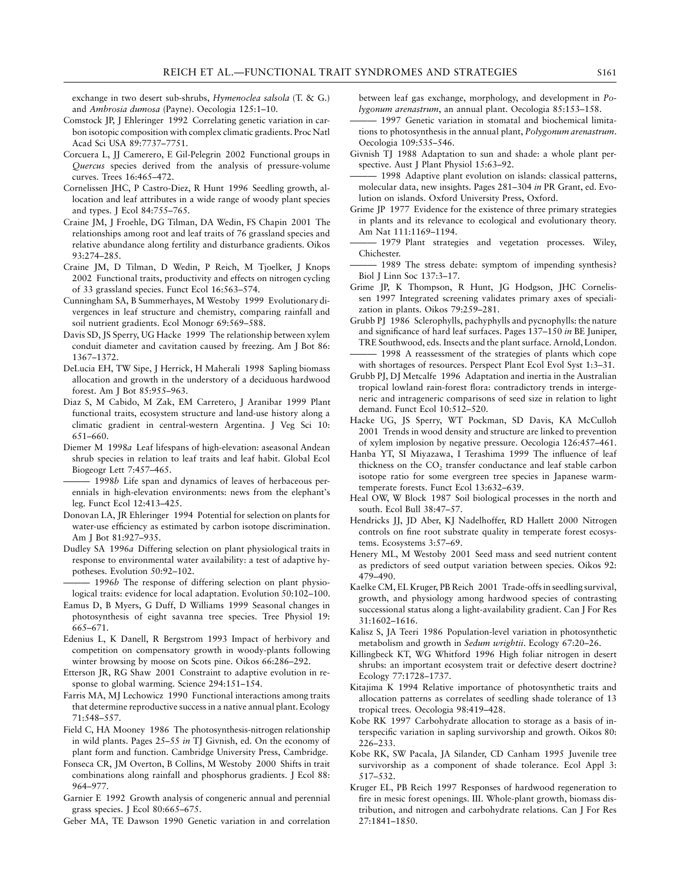exchange in two desert sub-shrubs, *Hymenoclea salsola* (T. & G.) and *Ambrosia dumosa* (Payne). Oecologia 125:1–10.

Comstock JP, J Ehleringer 1992 Correlating genetic variation in carbon isotopic composition with complex climatic gradients. Proc Natl Acad Sci USA 89:7737–7751.

Corcuera L, JJ Camerero, E Gil-Pelegrin 2002 Functional groups in *Quercus* species derived from the analysis of pressure-volume curves. Trees 16:465–472.

Cornelissen JHC, P Castro-Diez, R Hunt 1996 Seedling growth, allocation and leaf attributes in a wide range of woody plant species and types. J Ecol 84:755–765.

Craine JM, J Froehle, DG Tilman, DA Wedin, FS Chapin 2001 The relationships among root and leaf traits of 76 grassland species and relative abundance along fertility and disturbance gradients. Oikos 93:274–285.

Craine JM, D Tilman, D Wedin, P Reich, M Tjoelker, J Knops 2002 Functional traits, productivity and effects on nitrogen cycling of 33 grassland species. Funct Ecol 16:563–574.

Cunningham SA, B Summerhayes, M Westoby 1999 Evolutionary divergences in leaf structure and chemistry, comparing rainfall and soil nutrient gradients. Ecol Monogr 69:569–588.

Davis SD, JS Sperry, UG Hacke 1999 The relationship between xylem conduit diameter and cavitation caused by freezing. Am J Bot 86: 1367–1372.

DeLucia EH, TW Sipe, J Herrick, H Maherali 1998 Sapling biomass allocation and growth in the understory of a deciduous hardwood forest. Am J Bot 85:955–963.

Diaz S, M Cabido, M Zak, EM Carretero, J Aranibar 1999 Plant functional traits, ecosystem structure and land-use history along a climatic gradient in central-western Argentina. J Veg Sci 10: 651–660.

Diemer M 1998*a* Leaf lifespans of high-elevation: aseasonal Andean shrub species in relation to leaf traits and leaf habit. Global Ecol Biogeogr Lett 7:457–465.

——— 1998*b* Life span and dynamics of leaves of herbaceous perennials in high-elevation environments: news from the elephant's leg. Funct Ecol 12:413–425.

Donovan LA, JR Ehleringer 1994 Potential for selection on plants for water-use efficiency as estimated by carbon isotope discrimination. Am J Bot 81:927–935.

Dudley SA 1996*a* Differing selection on plant physiological traits in response to environmental water availability: a test of adaptive hypotheses. Evolution 50:92–102.

——— 1996*b* The response of differing selection on plant physiological traits: evidence for local adaptation. Evolution 50:102–100.

Eamus D, B Myers, G Duff, D Williams 1999 Seasonal changes in photosynthesis of eight savanna tree species. Tree Physiol 19: 665–671.

Edenius L, K Danell, R Bergstrom 1993 Impact of herbivory and competition on compensatory growth in woody-plants following winter browsing by moose on Scots pine. Oikos 66:286–292.

Etterson JR, RG Shaw 2001 Constraint to adaptive evolution in response to global warming. Science 294:151–154.

Farris MA, MJ Lechowicz 1990 Functional interactions among traits that determine reproductive success in a native annual plant. Ecology 71:548–557.

Field C, HA Mooney 1986 The photosynthesis-nitrogen relationship in wild plants. Pages 25–55 *in* TJ Givnish, ed. On the economy of plant form and function. Cambridge University Press, Cambridge.

Fonseca CR, JM Overton, B Collins, M Westoby 2000 Shifts in trait combinations along rainfall and phosphorus gradients. J Ecol 88: 964–977.

Garnier E 1992 Growth analysis of congeneric annual and perennial grass species. J Ecol 80:665–675.

Geber MA, TE Dawson 1990 Genetic variation in and correlation between leaf gas exchange, morphology, and development in *Polygonum arenastrum*, an annual plant. Oecologia 85:153–158.

——— 1997 Genetic variation in stomatal and biochemical limitations to photosynthesis in the annual plant, *Polygonum arenastrum*. Oecologia 109:535–546.

Givnish TJ 1988 Adaptation to sun and shade: a whole plant perspective. Aust J Plant Physiol 15:63–92.

——— 1998 Adaptive plant evolution on islands: classical patterns, molecular data, new insights. Pages 281–304 *in* PR Grant, ed. Evolution on islands. Oxford University Press, Oxford.

Grime JP 1977 Evidence for the existence of three primary strategies in plants and its relevance to ecological and evolutionary theory. Am Nat 111:1169–1194.

——— 1979 Plant strategies and vegetation processes. Wiley, Chichester.

——— 1989 The stress debate: symptom of impending synthesis? Biol J Linn Soc 137:3–17.

Grime JP, K Thompson, R Hunt, JG Hodgson, JHC Cornelissen 1997 Integrated screening validates primary axes of specialization in plants. Oikos 79:259–281.

Grubb PJ 1986 Sclerophylls, pachyphylls and pycnophylls: the nature and significance of hard leaf surfaces. Pages 137–150 *in* BE Juniper, TRE Southwood, eds. Insects and the plant surface. Arnold, London.

——— 1998 A reassessment of the strategies of plants which cope with shortages of resources. Perspect Plant Ecol Evol Syst 1:3–31.

Grubb PJ, DJ Metcalfe 1996 Adaptation and inertia in the Australian tropical lowland rain-forest flora: contradictory trends in intergeneric and intrageneric comparisons of seed size in relation to light demand. Funct Ecol 10:512–520.

Hacke UG, JS Sperry, WT Pockman, SD Davis, KA McCulloh 2001 Trends in wood density and structure are linked to prevention of xylem implosion by negative pressure. Oecologia 126:457–461.

Hanba YT, SI Miyazawa, I Terashima 1999 The influence of leaf thickness on the $CO_2$ transfer conductance and leaf stable carbon isotope ratio for some evergreen tree species in Japanese warm-temperate forests. Funct Ecol 13:632–639.

Heal OW, W Block 1987 Soil biological processes in the north and south. Ecol Bull 38:47–57.

Hendricks JJ, JD Aber, KJ Nadelhoffer, RD Hallett 2000 Nitrogen controls on fine root substrate quality in temperate forest ecosystems. Ecosystems 3:57–69.

Henery ML, M Westoby 2001 Seed mass and seed nutrient content as predictors of seed output variation between species. Oikos 92: 479–490.

Kaelke CM, EL Kruger, PB Reich 2001 Trade-offs in seedling survival, growth, and physiology among hardwood species of contrasting successional status along a light-availability gradient. Can J For Res 31:1602–1616.

Kalisz S, JA Teeri 1986 Population-level variation in photosynthetic metabolism and growth in *Sedum wrightii*. Ecology 67:20–26.

Killingbeck KT, WG Whitford 1996 High foliar nitrogen in desert shrubs: an important ecosystem trait or defective desert doctrine? Ecology 77:1728–1737.

Kitajima K 1994 Relative importance of photosynthetic traits and allocation patterns as correlates of seedling shade tolerance of 13 tropical trees. Oecologia 98:419–428.

Kobe RK 1997 Carbohydrate allocation to storage as a basis of interspecific variation in sapling survivorship and growth. Oikos 80: 226–233.

Kobe RK, SW Pacala, JA Silander, CD Canham 1995 Juvenile tree survivorship as a component of shade tolerance. Ecol Appl 3: 517–532.

Kruger EL, PB Reich 1997 Responses of hardwood regeneration to fire in mesic forest openings. III. Whole-plant growth, biomass distribution, and nitrogen and carbohydrate relations. Can J For Res 27:1841–1850.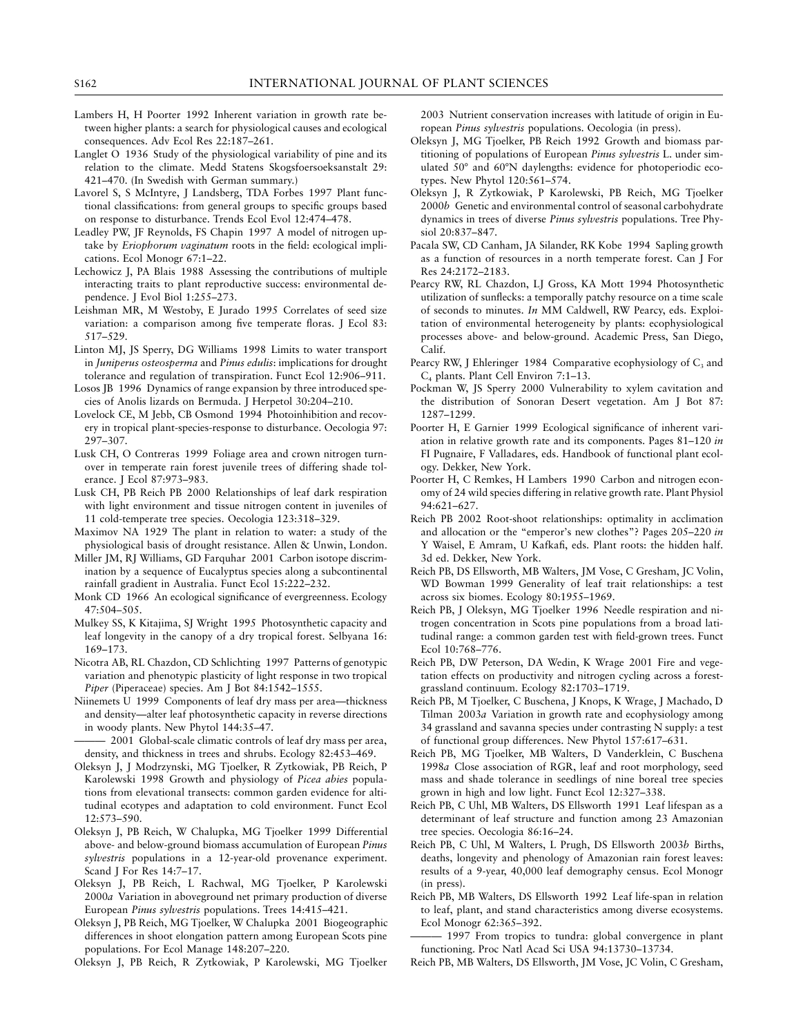Lambers H, H Poorter 1992 Inherent variation in growth rate between higher plants: a search for physiological causes and ecological consequences. Adv Ecol Res 22:187–261.

Langlet O 1936 Study of the physiological variability of pine and its relation to the climate. Medd Statens Skogsfoersoeksanstalt 29: 421–470. (In Swedish with German summary.)

Lavorel S, S McIntyre, J Landsberg, TDA Forbes 1997 Plant functional classifications: from general groups to specific groups based on response to disturbance. Trends Ecol Evol 12:474–478.

Leadley PW, JF Reynolds, FS Chapin 1997 A model of nitrogen uptake by *Eriophorum vaginatum* roots in the field: ecological implications. Ecol Monogr 67:1–22.

Lechowicz J, PA Blais 1988 Assessing the contributions of multiple interacting traits to plant reproductive success: environmental dependence. J Evol Biol 1:255–273.

Leishman MR, M Westoby, E Jurado 1995 Correlates of seed size variation: a comparison among five temperate floras. J Ecol 83: 517–529.

Linton MJ, JS Sperry, DG Williams 1998 Limits to water transport in *Juniperus osteosperma* and *Pinus edulis*: implications for drought tolerance and regulation of transpiration. Funct Ecol 12:906–911.

Losos JB 1996 Dynamics of range expansion by three introduced species of Anolis lizards on Bermuda. J Herpetol 30:204–210.

Lovelock CE, M Jebb, CB Osmond 1994 Photoinhibition and recovery in tropical plant-species-response to disturbance. Oecologia 97: 297–307.

Lusk CH, O Contreras 1999 Foliage area and crown nitrogen turnover in temperate rain forest juvenile trees of differing shade tolerance. J Ecol 87:973–983.

Lusk CH, PB Reich PB 2000 Relationships of leaf dark respiration with light environment and tissue nitrogen content in juveniles of 11 cold-temperate tree species. Oecologia 123:318–329.

Maximov NA 1929 The plant in relation to water: a study of the physiological basis of drought resistance. Allen & Unwin, London.

Miller JM, RJ Williams, GD Farquhar 2001 Carbon isotope discrimination by a sequence of Eucalyptus species along a subcontinental rainfall gradient in Australia. Funct Ecol 15:222–232.

Monk CD 1966 An ecological significance of evergreenness. Ecology 47:504–505.

Mulkey SS, K Kitajima, SJ Wright 1995 Photosynthetic capacity and leaf longevity in the canopy of a dry tropical forest. Selbyana 16: 169–173.

Nicotra AB, RL Chazdon, CD Schlichting 1997 Patterns of genotypic variation and phenotypic plasticity of light response in two tropical *Piper* (Piperaceae) species. Am J Bot 84:1542–1555.

Niinemets U 1999 Components of leaf dry mass per area—thickness and density—alter leaf photosynthetic capacity in reverse directions in woody plants. New Phytol 144:35–47.

——— 2001 Global-scale climatic controls of leaf dry mass per area, density, and thickness in trees and shrubs. Ecology 82:453–469.

Oleksyn J, J Modrzynski, MG Tjoelker, R Zytkowiak, PB Reich, P Karolewski 1998 Growth and physiology of *Picea abies* populations from elevational transects: common garden evidence for altitudinal ecotypes and adaptation to cold environment. Funct Ecol 12:573–590.

Oleksyn J, PB Reich, W Chalupka, MG Tjoelker 1999 Differential above- and below-ground biomass accumulation of European *Pinus sylvestris* populations in a 12-year-old provenance experiment. Scand J For Res 14:7–17.

Oleksyn J, PB Reich, L Rachwal, MG Tjoelker, P Karolewski 2000*a* Variation in aboveground net primary production of diverse European *Pinus sylvestris* populations. Trees 14:415–421.

Oleksyn J, PB Reich, MG Tjoelker, W Chalupka 2001 Biogeographic differences in shoot elongation pattern among European Scots pine populations. For Ecol Manage 148:207–220.

Oleksyn J, PB Reich, R Zytkowiak, P Karolewski, MG Tjoelker 2003 Nutrient conservation increases with latitude of origin in European *Pinus sylvestris* populations. Oecologia (in press).

Oleksyn J, MG Tjoelker, PB Reich 1992 Growth and biomass partitioning of populations of European *Pinus sylvestris* L. under simulated 50° and 60°N daylengths: evidence for photoperiodic ecotypes. New Phytol 120:561–574.

Oleksyn J, R Zytkowiak, P Karolewski, PB Reich, MG Tjoelker 2000*b* Genetic and environmental control of seasonal carbohydrate dynamics in trees of diverse *Pinus sylvestris* populations. Tree Physiol 20:837–847.

Pacala SW, CD Canham, JA Silander, RK Kobe 1994 Sapling growth as a function of resources in a north temperate forest. Can J For Res 24:2172–2183.

Pearcy RW, RL Chazdon, LJ Gross, KA Mott 1994 Photosynthetic utilization of sunflecks: a temporally patchy resource on a time scale of seconds to minutes. *In* MM Caldwell, RW Pearcy, eds. Exploitation of environmental heterogeneity by plants: ecophysiological processes above- and below-ground. Academic Press, San Diego, Calif.

Pearcy RW, J Ehleringer 1984 Comparative ecophysiology of $C_3$ and $C_4$ plants. Plant Cell Environ 7:1–13.

Pockman W, JS Sperry 2000 Vulnerability to xylem cavitation and the distribution of Sonoran Desert vegetation. Am J Bot 87: 1287–1299.

Poorter H, E Garnier 1999 Ecological significance of inherent variation in relative growth rate and its components. Pages 81–120 *in* FI Pugnaire, F Valladares, eds. Handbook of functional plant ecology. Dekker, New York.

Poorter H, C Remkes, H Lambers 1990 Carbon and nitrogen economy of 24 wild species differing in relative growth rate. Plant Physiol 94:621–627.

Reich PB 2002 Root-shoot relationships: optimality in acclimation and allocation or the "emperor's new clothes"? Pages 205–220 *in* Y Waisel, E Amram, U Kafkafi, eds. Plant roots: the hidden half. 3d ed. Dekker, New York.

Reich PB, DS Ellsworth, MB Walters, JM Vose, C Gresham, JC Volin, WD Bowman 1999 Generality of leaf trait relationships: a test across six biomes. Ecology 80:1955–1969.

Reich PB, J Oleksyn, MG Tjoelker 1996 Needle respiration and nitrogen concentration in Scots pine populations from a broad latitudinal range: a common garden test with field-grown trees. Funct Ecol 10:768–776.

Reich PB, DW Peterson, DA Wedin, K Wrage 2001 Fire and vegetation effects on productivity and nitrogen cycling across a forest-grassland continuum. Ecology 82:1703–1719.

Reich PB, M Tjoelker, C Buschena, J Knops, K Wrage, J Machado, D Tilman 2003*a* Variation in growth rate and ecophysiology among 34 grassland and savanna species under contrasting N supply: a test of functional group differences. New Phytol 157:617–631.

Reich PB, MG Tjoelker, MB Walters, D Vanderklein, C Buschena 1998*a* Close association of RGR, leaf and root morphology, seed mass and shade tolerance in seedlings of nine boreal tree species grown in high and low light. Funct Ecol 12:327–338.

Reich PB, C Uhl, MB Walters, DS Ellsworth 1991 Leaf lifespan as a determinant of leaf structure and function among 23 Amazonian tree species. Oecologia 86:16–24.

Reich PB, C Uhl, M Walters, L Prugh, DS Ellsworth 2003*b* Births, deaths, longevity and phenology of Amazonian rain forest leaves: results of a 9-year, 40,000 leaf demography census. Ecol Monogr (in press).

Reich PB, MB Walters, DS Ellsworth 1992 Leaf life-span in relation to leaf, plant, and stand characteristics among diverse ecosystems. Ecol Monogr 62:365–392.

——— 1997 From tropics to tundra: global convergence in plant functioning. Proc Natl Acad Sci USA 94:13730–13734.

Reich PB, MB Walters, DS Ellsworth, JM Vose, JC Volin, C Gresham,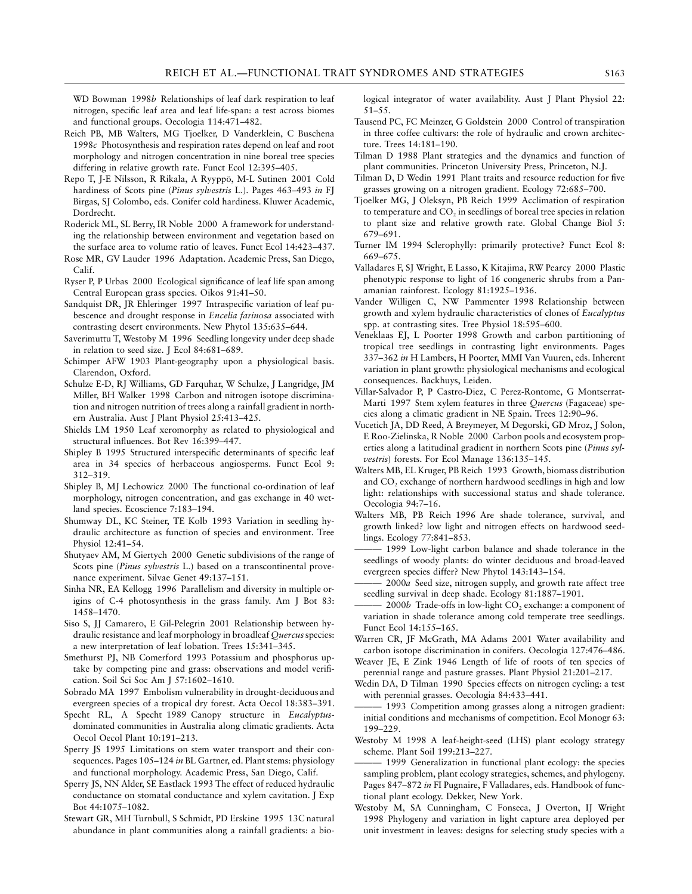WD Bowman 1998*b* Relationships of leaf dark respiration to leaf nitrogen, specific leaf area and leaf life-span: a test across biomes and functional groups. Oecologia 114:471–482.

Reich PB, MB Walters, MG Tjoelker, D Vanderklein, C Buschena 1998*c* Photosynthesis and respiration rates depend on leaf and root morphology and nitrogen concentration in nine boreal tree species differing in relative growth rate. Funct Ecol 12:395–405.

Repo T, J-E Nilsson, R Rikala, A Ryyppö, M-L Sutinen 2001 Cold hardiness of Scots pine (*Pinus sylvestris* L.). Pages 463–493 *in* FJ Birgas, SJ Colombo, eds. Conifer cold hardiness. Kluwer Academic, Dordrecht.

Roderick ML, SL Berry, IR Noble 2000 A framework for understanding the relationship between environment and vegetation based on the surface area to volume ratio of leaves. Funct Ecol 14:423–437.

Rose MR, GV Lauder 1996 Adaptation. Academic Press, San Diego, Calif.

Ryser P, P Urbas 2000 Ecological significance of leaf life span among Central European grass species. Oikos 91:41–50.

Sandquist DR, JR Ehleringer 1997 Intraspecific variation of leaf pubescence and drought response in *Encelia farinosa* associated with contrasting desert environments. New Phytol 135:635–644.

Saverimuttu T, Westoby M 1996 Seedling longevity under deep shade in relation to seed size. J Ecol 84:681–689.

Schimper AFW 1903 Plant-geography upon a physiological basis. Clarendon, Oxford.

Schulze E-D, RJ Williams, GD Farquhar, W Schulze, J Langridge, JM Miller, BH Walker 1998 Carbon and nitrogen isotope discrimination and nitrogen nutrition of trees along a rainfall gradient in northern Australia. Aust J Plant Physiol 25:413–425.

Shields LM 1950 Leaf xeromorphy as related to physiological and structural influences. Bot Rev 16:399–447.

Shipley B 1995 Structured interspecific determinants of specific leaf area in 34 species of herbaceous angiosperms. Funct Ecol 9: 312–319.

Shipley B, MJ Lechowicz 2000 The functional co-ordination of leaf morphology, nitrogen concentration, and gas exchange in 40 wetland species. Ecoscience 7:183–194.

Shumway DL, KC Steiner, TE Kolb 1993 Variation in seedling hydraulic architecture as function of species and environment. Tree Physiol 12:41–54.

Shutyaev AM, M Giertych 2000 Genetic subdivisions of the range of Scots pine (*Pinus sylvestris* L.) based on a transcontinental provenance experiment. Silvae Genet 49:137–151.

Sinha NR, EA Kellogg 1996 Parallelism and diversity in multiple origins of C-4 photosynthesis in the grass family. Am J Bot 83: 1458–1470.

Siso S, JJ Camarero, E Gil-Pelegrin 2001 Relationship between hydraulic resistance and leaf morphology in broadleaf *Quercus* species: a new interpretation of leaf lobation. Trees 15:341–345.

Smethurst PJ, NB Comerford 1993 Potassium and phosphorus uptake by competing pine and grass: observations and model verification. Soil Sci Soc Am J 57:1602–1610.

Sobrado MA 1997 Embolism vulnerability in drought-deciduous and evergreen species of a tropical dry forest. Acta Oecol 18:383–391.

Specht RL, A Specht 1989 Canopy structure in *Eucalyptus*-dominated communities in Australia along climatic gradients. Acta Oecol Oecol Plant 10:191–213.

Sperry JS 1995 Limitations on stem water transport and their consequences. Pages 105–124 *in* BL Gartner, ed. Plant stems: physiology and functional morphology. Academic Press, San Diego, Calif.

Sperry JS, NN Alder, SE Eastlack 1993 The effect of reduced hydraulic conductance on stomatal conductance and xylem cavitation. J Exp Bot 44:1075–1082.

Stewart GR, MH Turnbull, S Schmidt, PD Erskine 1995 13C natural abundance in plant communities along a rainfall gradients: a biological integrator of water availability. Aust J Plant Physiol 22: 51–55.

Tausend PC, FC Meinzer, G Goldstein 2000 Control of transpiration in three coffee cultivars: the role of hydraulic and crown architecture. Trees 14:181–190.

Tilman D 1988 Plant strategies and the dynamics and function of plant communities. Princeton University Press, Princeton, N.J.

Tilman D, D Wedin 1991 Plant traits and resource reduction for five grasses growing on a nitrogen gradient. Ecology 72:685–700.

Tjoelker MG, J Oleksyn, PB Reich 1999 Acclimation of respiration to temperature and $CO_2$ in seedlings of boreal tree species in relation to plant size and relative growth rate. Global Change Biol 5: 679–691.

Turner IM 1994 Sclerophylly: primarily protective? Funct Ecol 8: 669–675.

Valladares F, SJ Wright, E Lasso, K Kitajima, RW Pearcy 2000 Plastic phenotypic response to light of 16 congeneric shrubs from a Panamanian rainforest. Ecology 81:1925–1936.

Vander Willigen C, NW Pammenter 1998 Relationship between growth and xylem hydraulic characteristics of clones of *Eucalyptus* spp. at contrasting sites. Tree Physiol 18:595–600.

Veneklaas EJ, L Poorter 1998 Growth and carbon partitioning of tropical tree seedlings in contrasting light environments. Pages 337–362 *in* H Lambers, H Poorter, MMI Van Vuuren, eds. Inherent variation in plant growth: physiological mechanisms and ecological consequences. Backhuys, Leiden.

Villar-Salvador P, P Castro-Diez, C Perez-Rontome, G Montserrat-Marti 1997 Stem xylem features in three *Quercus* (Fagaceae) species along a climatic gradient in NE Spain. Trees 12:90–96.

Vucetich JA, DD Reed, A Breymeyer, M Degorski, GD Mroz, J Solon, E Roo-Zielinska, R Noble 2000 Carbon pools and ecosystem properties along a latitudinal gradient in northern Scots pine (*Pinus sylvestris*) forests. For Ecol Manage 136:135–145.

Walters MB, EL Kruger, PB Reich 1993 Growth, biomass distribution and $CO_2$ exchange of northern hardwood seedlings in high and low light: relationships with successional status and shade tolerance. Oecologia 94:7–16.

Walters MB, PB Reich 1996 Are shade tolerance, survival, and growth linked? low light and nitrogen effects on hardwood seedlings. Ecology 77:841–853.

——— 1999 Low-light carbon balance and shade tolerance in the seedlings of woody plants: do winter deciduous and broad-leaved evergreen species differ? New Phytol 143:143–154.

——— 2000*a* Seed size, nitrogen supply, and growth rate affect tree seedling survival in deep shade. Ecology 81:1887–1901.

——— 2000*b* Trade-offs in low-light $CO_2$ exchange: a component of variation in shade tolerance among cold temperate tree seedlings. Funct Ecol 14:155–165.

Warren CR, JF McGrath, MA Adams 2001 Water availability and carbon isotope discrimination in conifers. Oecologia 127:476–486.

Weaver JE, E Zink 1946 Length of life of roots of ten species of perennial range and pasture grasses. Plant Physiol 21:201–217.

Wedin DA, D Tilman 1990 Species effects on nitrogen cycling: a test with perennial grasses. Oecologia 84:433–441.

——— 1993 Competition among grasses along a nitrogen gradient: initial conditions and mechanisms of competition. Ecol Monogr 63: 199–229.

Westoby M 1998 A leaf-height-seed (LHS) plant ecology strategy scheme. Plant Soil 199:213–227.

——— 1999 Generalization in functional plant ecology: the species sampling problem, plant ecology strategies, schemes, and phylogeny. Pages 847–872 *in* FI Pugnaire, F Valladares, eds. Handbook of functional plant ecology. Dekker, New York.

Westoby M, SA Cunningham, C Fonseca, J Overton, IJ Wright 1998 Phylogeny and variation in light capture area deployed per unit investment in leaves: designs for selecting study species with a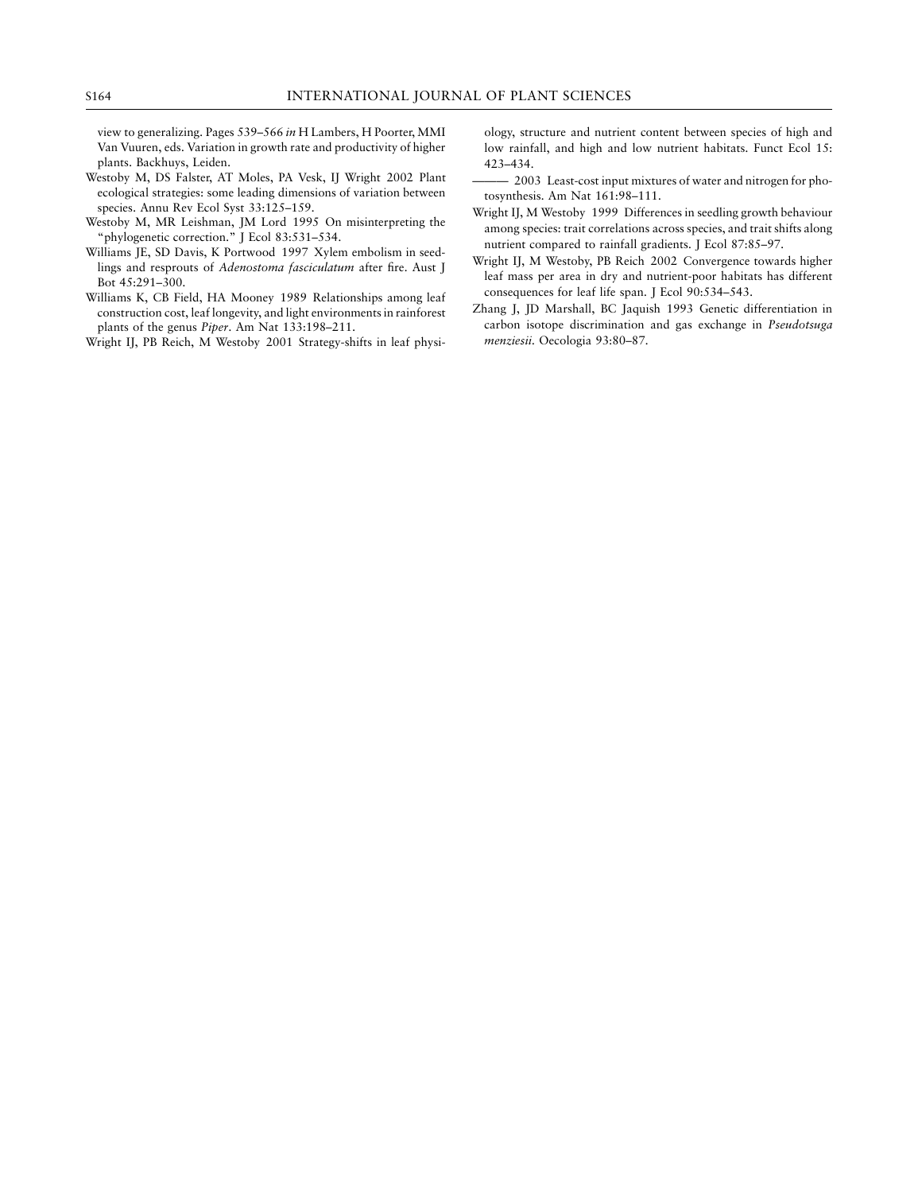view to generalizing. Pages 539–566 *in* H Lambers, H Poorter, MMI Van Vuuren, eds. Variation in growth rate and productivity of higher plants. Backhuys, Leiden.

Westoby M, DS Falster, AT Moles, PA Vesk, IJ Wright 2002 Plant ecological strategies: some leading dimensions of variation between species. Annu Rev Ecol Syst 33:125–159.

Westoby M, MR Leishman, JM Lord 1995 On misinterpreting the "phylogenetic correction." J Ecol 83:531–534.

Williams JE, SD Davis, K Portwood 1997 Xylem embolism in seedlings and resprouts of *Adenostoma fasciculatum* after fire. Aust J Bot 45:291–300.

Williams K, CB Field, HA Mooney 1989 Relationships among leaf construction cost, leaf longevity, and light environments in rainforest plants of the genus *Piper*. Am Nat 133:198–211.

Wright IJ, PB Reich, M Westoby 2001 Strategy-shifts in leaf physiology, structure and nutrient content between species of high and low rainfall, and high and low nutrient habitats. Funct Ecol 15: 423–434.

——— 2003 Least-cost input mixtures of water and nitrogen for photosynthesis. Am Nat 161:98–111.

Wright IJ, M Westoby 1999 Differences in seedling growth behaviour among species: trait correlations across species, and trait shifts along nutrient compared to rainfall gradients. J Ecol 87:85–97.

Wright IJ, M Westoby, PB Reich 2002 Convergence towards higher leaf mass per area in dry and nutrient-poor habitats has different consequences for leaf life span. J Ecol 90:534–543.

Zhang J, JD Marshall, BC Jaquish 1993 Genetic differentiation in carbon isotope discrimination and gas exchange in *Pseudotsuga menziesii*. Oecologia 93:80–87.